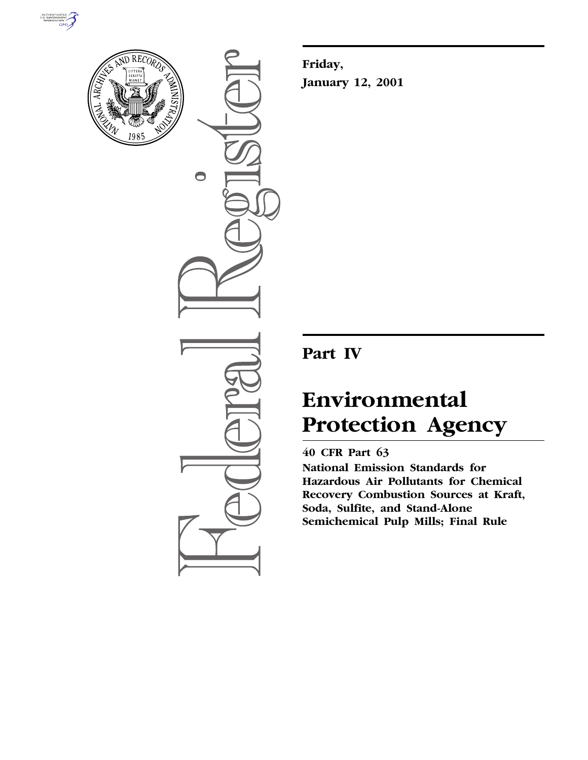**Friday,**

**January 12, 2001**

## Part IV

# Environmental Protection Agency

**40 CFR Part 63**

**National Emission Standards for Hazardous Air Pollutants for Chemical Recovery Combustion Sources at Kraft, Soda, Sulfite, and Stand-Alone Semichemical Pulp Mills; Final Rule**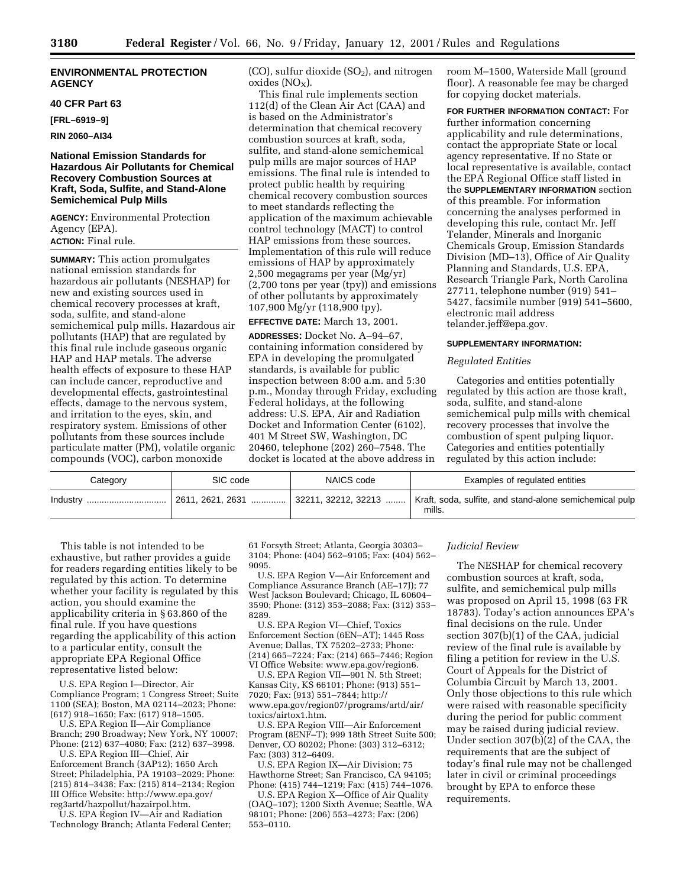## ENVIRONMENTAL PROTECTION AGENCY

### 40 CFR Part 63

**[FRL–6919–9]**

**RIN 2060–AI34**

### National Emission Standards for Hazardous Air Pollutants for Chemical Recovery Combustion Sources at Kraft, Soda, Sulfite, and Stand-Alone Semichemical Pulp Mills

**AGENCY:** Environmental Protection Agency (EPA).

**ACTION:** Final rule.

**SUMMARY:** This action promulgates national emission standards for hazardous air pollutants (NESHAP) for new and existing sources used in chemical recovery processes at kraft, soda, sulfite, and stand-alone semichemical pulp mills. Hazardous air pollutants (HAP) that are regulated by this final rule include gaseous organic HAP and HAP metals. The adverse health effects of exposure to these HAP can include cancer, reproductive and developmental effects, gastrointestinal effects, damage to the nervous system, and irritation to the eyes, skin, and respiratory system. Emissions of other pollutants from these sources include particulate matter (PM), volatile organic compounds (VOC), carbon monoxide (CO), sulfur dioxide ($SO_2$), and nitrogen oxides ($NO_X$).

This final rule implements section 112(d) of the Clean Air Act (CAA) and is based on the Administrator's determination that chemical recovery combustion sources at kraft, soda, sulfite, and stand-alone semichemical pulp mills are major sources of HAP emissions. The final rule is intended to protect public health by requiring chemical recovery combustion sources to meet standards reflecting the application of the maximum achievable control technology (MACT) to control HAP emissions from these sources. Implementation of this rule will reduce emissions of HAP by approximately 2,500 megagrams per year (Mg/yr) (2,700 tons per year (tpy)) and emissions of other pollutants by approximately 107,900 Mg/yr (118,900 tpy).

**EFFECTIVE DATE:** March 13, 2001.

**ADDRESSES:** Docket No. A–94–67, containing information considered by EPA in developing the promulgated standards, is available for public inspection between 8:00 a.m. and 5:30 p.m., Monday through Friday, excluding Federal holidays, at the following address: U.S. EPA, Air and Radiation Docket and Information Center (6102), 401 M Street SW, Washington, DC 20460, telephone (202) 260–7548. The docket is located at the above address in room M–1500, Waterside Mall (ground floor). A reasonable fee may be charged for copying docket materials.

**FOR FURTHER INFORMATION CONTACT:** For further information concerning applicability and rule determinations, contact the appropriate State or local agency representative. If no State or local representative is available, contact the EPA Regional Office staff listed in the **SUPPLEMENTARY INFORMATION** section of this preamble. For information concerning the analyses performed in developing this rule, contact Mr. Jeff Telander, Minerals and Inorganic Chemicals Group, Emission Standards Division (MD–13), Office of Air Quality Planning and Standards, U.S. EPA, Research Triangle Park, North Carolina 27711, telephone number (919) 541–5427, facsimile number (919) 541–5600, electronic mail address telander.jeff@epa.gov.

**SUPPLEMENTARY INFORMATION:**

*Regulated Entities*

Categories and entities potentially regulated by this action are those kraft, soda, sulfite, and stand-alone semichemical pulp mills with chemical recovery processes that involve the combustion of spent pulping liquor. Categories and entities potentially regulated by this action include:

| Category | SIC code | NAICS code | Examples of regulated entities |
|---|---|---|---|
| Industry | 2611, 2621, 2631 | 32211, 32212, 32213 | Kraft, soda, sulfite, and stand-alone semichemical pulp mills. |

This table is not intended to be exhaustive, but rather provides a guide for readers regarding entities likely to be regulated by this action. To determine whether your facility is regulated by this action, you should examine the applicability criteria in § 63.860 of the final rule. If you have questions regarding the applicability of this action to a particular entity, consult the appropriate EPA Regional Office representative listed below:

U.S. EPA Region I—Director, Air Compliance Program; 1 Congress Street; Suite 1100 (SEA); Boston, MA 02114–2023; Phone: (617) 918–1650; Fax: (617) 918–1505.

U.S. EPA Region II—Air Compliance Branch; 290 Broadway; New York, NY 10007; Phone: (212) 637–4080; Fax: (212) 637–3998.

U.S. EPA Region III—Chief, Air Enforcement Branch (3AP12); 1650 Arch Street; Philadelphia, PA 19103–2029; Phone: (215) 814–3438; Fax: (215) 814–2134; Region III Office Website: http://www.epa.gov/reg3artd/hazpollut/hazairpol.htm.

U.S. EPA Region IV—Air and Radiation Technology Branch; Atlanta Federal Center; 61 Forsyth Street; Atlanta, Georgia 30303–3104; Phone: (404) 562–9105; Fax: (404) 562–9095.

U.S. EPA Region V—Air Enforcement and Compliance Assurance Branch (AE–17J); 77 West Jackson Boulevard; Chicago, IL 60604–3590; Phone: (312) 353–2088; Fax: (312) 353–8289.

U.S. EPA Region VI—Chief, Toxics Enforcement Section (6EN–AT); 1445 Ross Avenue; Dallas, TX 75202–2733; Phone: (214) 665–7224; Fax: (214) 665–7446; Region VI Office Website: www.epa.gov/region6.

U.S. EPA Region VII—901 N. 5th Street; Kansas City, KS 66101; Phone: (913) 551–7020; Fax: (913) 551–7844; http://www.epa.gov/region07/programs/artd/air/toxics/airtox1.htm.

U.S. EPA Region VIII—Air Enforcement Program (8ENF–T); 999 18th Street Suite 500; Denver, CO 80202; Phone: (303) 312–6312; Fax: (303) 312–6409.

U.S. EPA Region IX—Air Division; 75 Hawthorne Street; San Francisco, CA 94105; Phone: (415) 744–1219; Fax: (415) 744–1076.

U.S. EPA Region X—Office of Air Quality (OAQ–107); 1200 Sixth Avenue; Seattle, WA 98101; Phone: (206) 553–4273; Fax: (206) 553–0110.

*Judicial Review*

The NESHAP for chemical recovery combustion sources at kraft, soda, sulfite, and semichemical pulp mills was proposed on April 15, 1998 (63 FR 18783). Today's action announces EPA's final decisions on the rule. Under section 307(b)(1) of the CAA, judicial review of the final rule is available by filing a petition for review in the U.S. Court of Appeals for the District of Columbia Circuit by March 13, 2001. Only those objections to this rule which were raised with reasonable specificity during the period for public comment may be raised during judicial review. Under section 307(b)(2) of the CAA, the requirements that are the subject of today's final rule may not be challenged later in civil or criminal proceedings brought by EPA to enforce these requirements.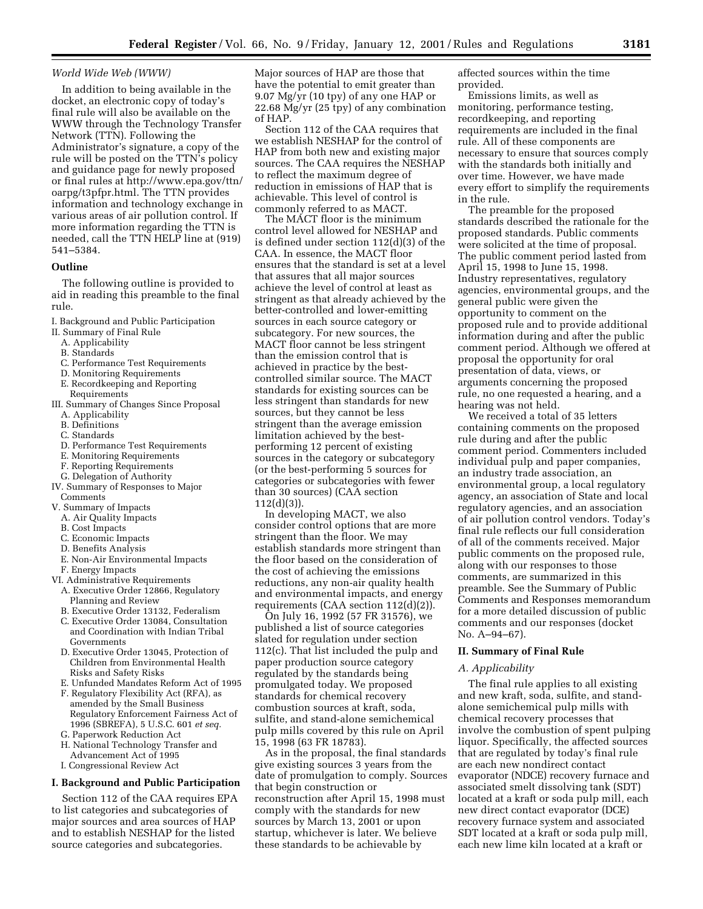*World Wide Web (WWW)*

In addition to being available in the docket, an electronic copy of today's final rule will also be available on the WWW through the Technology Transfer Network (TTN). Following the Administrator's signature, a copy of the rule will be posted on the TTN's policy and guidance page for newly proposed or final rules at http://www.epa.gov/ttn/oarpg/t3pfpr.html. The TTN provides information and technology exchange in various areas of air pollution control. If more information regarding the TTN is needed, call the TTN HELP line at (919) 541–5384.

**Outline**

The following outline is provided to aid in reading this preamble to the final rule.

I. Background and Public Participation
II. Summary of Final Rule
  A. Applicability
  B. Standards
  C. Performance Test Requirements
  D. Monitoring Requirements
  E. Recordkeeping and Reporting Requirements
III. Summary of Changes Since Proposal
  A. Applicability
  B. Definitions
  C. Standards
  D. Performance Test Requirements
  E. Monitoring Requirements
  F. Reporting Requirements
  G. Delegation of Authority
IV. Summary of Responses to Major Comments
V. Summary of Impacts
  A. Air Quality Impacts
  B. Cost Impacts
  C. Economic Impacts
  D. Benefits Analysis
  E. Non-Air Environmental Impacts
  F. Energy Impacts
VI. Administrative Requirements
  A. Executive Order 12866, Regulatory Planning and Review
  B. Executive Order 13132, Federalism
  C. Executive Order 13084, Consultation and Coordination with Indian Tribal Governments
  D. Executive Order 13045, Protection of Children from Environmental Health Risks and Safety Risks
  E. Unfunded Mandates Reform Act of 1995
  F. Regulatory Flexibility Act (RFA), as amended by the Small Business Regulatory Enforcement Fairness Act of 1996 (SBREFA), 5 U.S.C. 601 *et seq.*
  G. Paperwork Reduction Act
  H. National Technology Transfer and Advancement Act of 1995
  I. Congressional Review Act

**I. Background and Public Participation**

Section 112 of the CAA requires EPA to list categories and subcategories of major sources and area sources of HAP and to establish NESHAP for the listed source categories and subcategories. Major sources of HAP are those that have the potential to emit greater than 9.07 Mg/yr (10 tpy) of any one HAP or 22.68 Mg/yr (25 tpy) of any combination of HAP.

Section 112 of the CAA requires that we establish NESHAP for the control of HAP from both new and existing major sources. The CAA requires the NESHAP to reflect the maximum degree of reduction in emissions of HAP that is achievable. This level of control is commonly referred to as MACT.

The MACT floor is the minimum control level allowed for NESHAP and is defined under section 112(d)(3) of the CAA. In essence, the MACT floor ensures that the standard is set at a level that assures that all major sources achieve the level of control at least as stringent as that already achieved by the better-controlled and lower-emitting sources in each source category or subcategory. For new sources, the MACT floor cannot be less stringent than the emission control that is achieved in practice by the best-controlled similar source. The MACT standards for existing sources can be less stringent than standards for new sources, but they cannot be less stringent than the average emission limitation achieved by the best-performing 12 percent of existing sources in the category or subcategory (or the best-performing 5 sources for categories or subcategories with fewer than 30 sources) (CAA section 112(d)(3)).

In developing MACT, we also consider control options that are more stringent than the floor. We may establish standards more stringent than the floor based on the consideration of the cost of achieving the emissions reductions, any non-air quality health and environmental impacts, and energy requirements (CAA section 112(d)(2)).

On July 16, 1992 (57 FR 31576), we published a list of source categories slated for regulation under section 112(c). That list included the pulp and paper production source category regulated by the standards being promulgated today. We proposed standards for chemical recovery combustion sources at kraft, soda, sulfite, and stand-alone semichemical pulp mills covered by this rule on April 15, 1998 (63 FR 18783).

As in the proposal, the final standards give existing sources 3 years from the date of promulgation to comply. Sources that begin construction or reconstruction after April 15, 1998 must comply with the standards for new sources by March 13, 2001 or upon startup, whichever is later. We believe these standards to be achievable by affected sources within the time provided.

Emissions limits, as well as monitoring, performance testing, recordkeeping, and reporting requirements are included in the final rule. All of these components are necessary to ensure that sources comply with the standards both initially and over time. However, we have made every effort to simplify the requirements in the rule.

The preamble for the proposed standards described the rationale for the proposed standards. Public comments were solicited at the time of proposal. The public comment period lasted from April 15, 1998 to June 15, 1998. Industry representatives, regulatory agencies, environmental groups, and the general public were given the opportunity to comment on the proposed rule and to provide additional information during and after the public comment period. Although we offered at proposal the opportunity for oral presentation of data, views, or arguments concerning the proposed rule, no one requested a hearing, and a hearing was not held.

We received a total of 35 letters containing comments on the proposed rule during and after the public comment period. Commenters included individual pulp and paper companies, an industry trade association, an environmental group, a local regulatory agency, an association of State and local regulatory agencies, and an association of air pollution control vendors. Today's final rule reflects our full consideration of all of the comments received. Major public comments on the proposed rule, along with our responses to those comments, are summarized in this preamble. See the Summary of Public Comments and Responses memorandum for a more detailed discussion of public comments and our responses (docket No. A–94–67).

**II. Summary of Final Rule**

*A. Applicability*

The final rule applies to all existing and new kraft, soda, sulfite, and stand-alone semichemical pulp mills with chemical recovery processes that involve the combustion of spent pulping liquor. Specifically, the affected sources that are regulated by today's final rule are each new nondirect contact evaporator (NDCE) recovery furnace and associated smelt dissolving tank (SDT) located at a kraft or soda pulp mill, each new direct contact evaporator (DCE) recovery furnace system and associated SDT located at a kraft or soda pulp mill, each new lime kiln located at a kraft or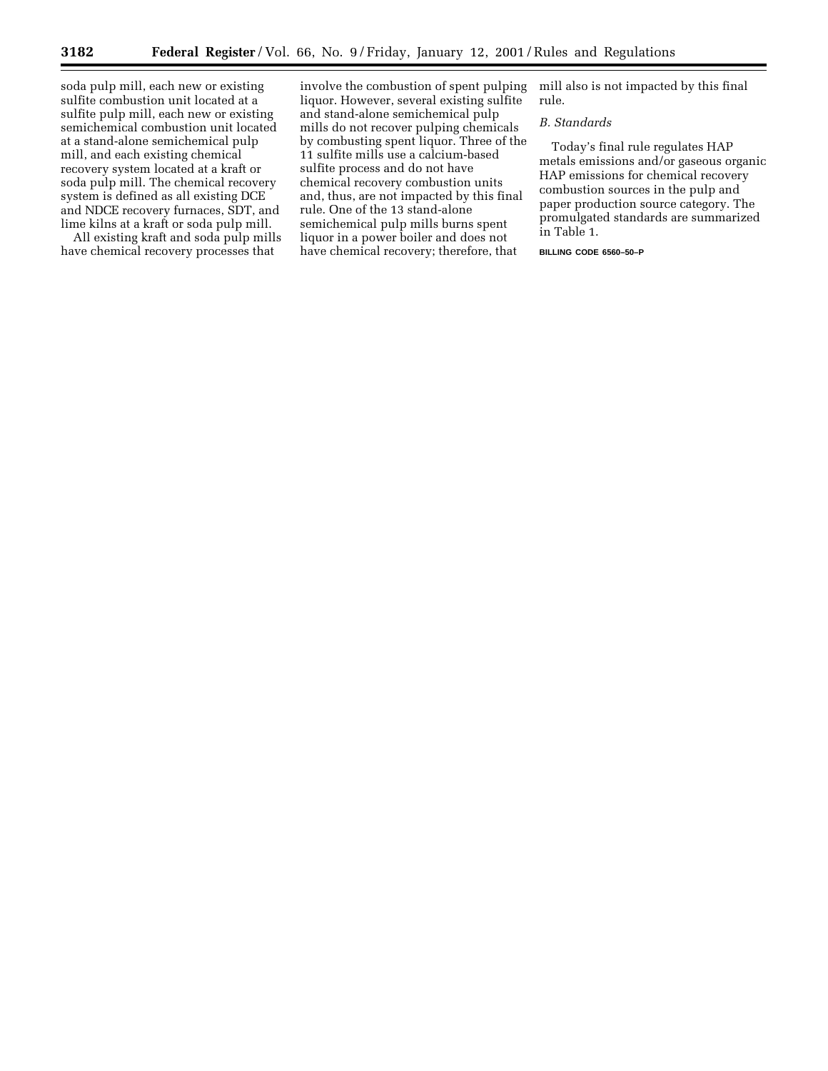soda pulp mill, each new or existing sulfite combustion unit located at a sulfite pulp mill, each new or existing semichemical combustion unit located at a stand-alone semichemical pulp mill, and each existing chemical recovery system located at a kraft or soda pulp mill. The chemical recovery system is defined as all existing DCE and NDCE recovery furnaces, SDT, and lime kilns at a kraft or soda pulp mill.

All existing kraft and soda pulp mills have chemical recovery processes that involve the combustion of spent pulping liquor. However, several existing sulfite and stand-alone semichemical pulp mills do not recover pulping chemicals by combusting spent liquor. Three of the 11 sulfite mills use a calcium-based sulfite process and do not have chemical recovery combustion units and, thus, are not impacted by this final rule. One of the 13 stand-alone semichemical pulp mills burns spent liquor in a power boiler and does not have chemical recovery; therefore, that mill also is not impacted by this final rule.

*B. Standards*

Today's final rule regulates HAP metals emissions and/or gaseous organic HAP emissions for chemical recovery combustion sources in the pulp and paper production source category. The promulgated standards are summarized in Table 1.

BILLING CODE 6560–50–P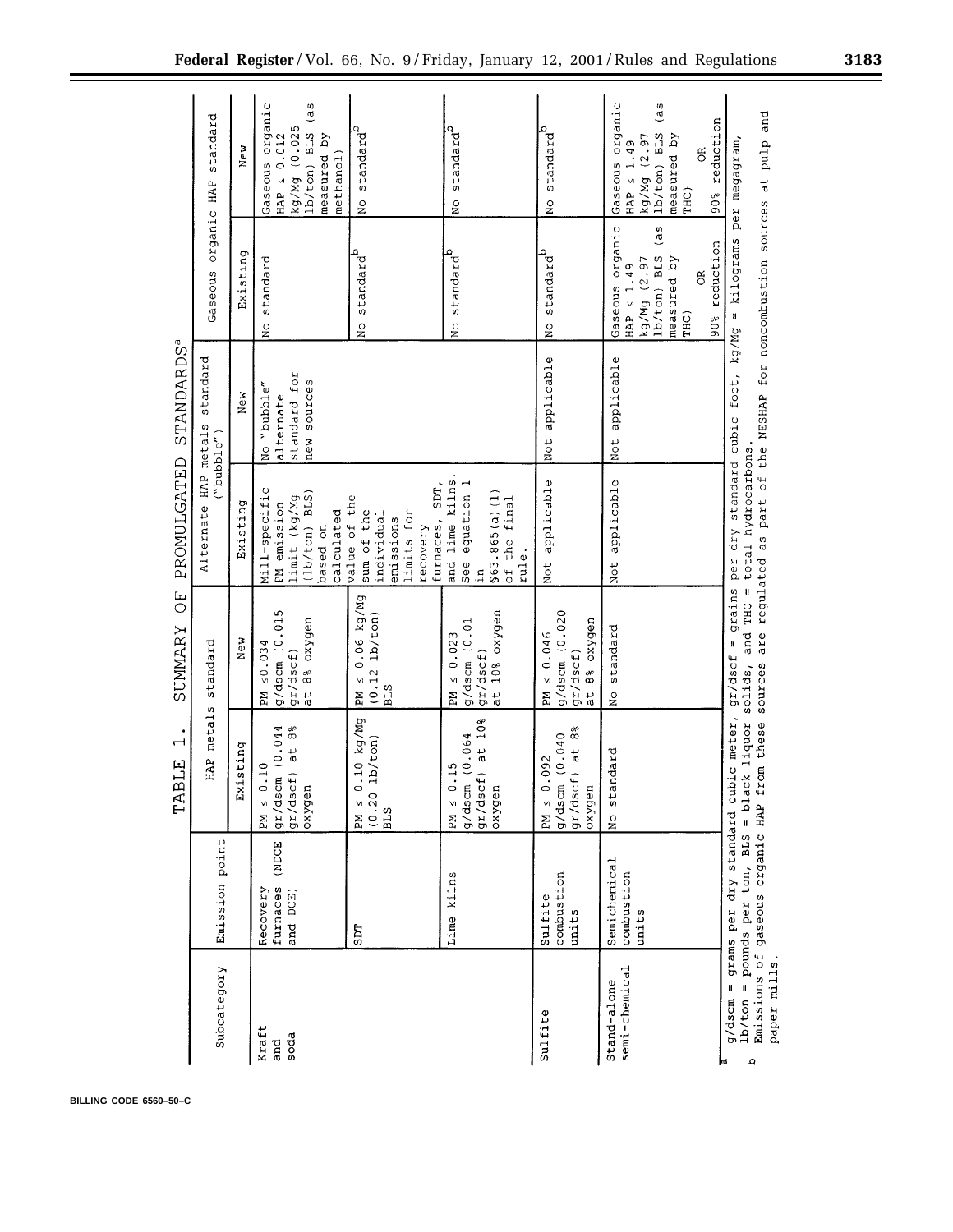TABLE 1. SUMMARY OF PROMULGATED STANDARDS[a]

| Subcategory | Emission point | HAP metals standard | | Alternate HAP metals standard ("bubble") | | Gaseous organic HAP standard | |
|---|---|---|---|---|---|---|---|
| | | Existing | New | Existing | New | Existing | New |
| Kraft and soda | Recovery furnaces (NDCE and DCE) | PM ≤ 0.10 g/dscm (0.044 gr/dscf) at 8% oxygen | PM ≤ 0.034 g/dscm (0.015 gr/dscf) at 8% oxygen | Mill-specific PM emission limit (kg/Mg (lb/ton) BLS) based on calculated value of the sum of the individual emissions limits for recovery furnaces, SDT, and lime kilns. See equation 1 in §63.865(a)(1) of the final rule. | No "bubble" alternate standard for new sources | No standard | Gaseous organic HAP ≤ 0.012 kg/Mg (0.025 lb/ton) BLS (as measured by methanol) |
| | SDT | PM ≤ 0.10 kg/Mg (0.20 lb/ton) BLS | PM ≤ 0.06 kg/Mg (0.12 lb/ton) BLS | | | No standard[b] | No standard[b] |
| | Lime kilns | PM ≤ 0.15 g/dscm (0.064 gr/dscf) at 10% oxygen | PM ≤ 0.023 g/dscm (0.01 gr/dscf) at 10% oxygen | | | No standard[b] | No standard[b] |
| Sulfite | Sulfite combustion units | PM ≤ 0.092 g/dscm (0.040 gr/dscf) at 8% oxygen | PM ≤ 0.046 g/dscm (0.020 gr/dscf) at 8% oxygen | Not applicable | Not applicable | No standard[b] | No standard[b] |
| Stand-alone semi-chemical | Semichemical combustion units | No standard | No standard | Not applicable | Not applicable | Gaseous organic HAP ≤ 1.49 kg/Mg (2.97 lb/ton) BLS (as measured by THC) OR 90% reduction | Gaseous organic HAP ≤ 1.49 kg/Mg (2.97 lb/ton) BLS (as measured by THC) OR 90% reduction |

[a] g/dscm = grams per dry standard cubic meter, gr/dscf = grains per dry standard cubic foot, kg/Mg = kilograms per megagram, lb/ton = pounds per ton, BLS = black liquor solids, and THC = total hydrocarbons.

[b] Emissions of gaseous organic HAP from these sources are regulated as part of the NESHAP for noncombustion sources at pulp and paper mills.

BILLING CODE 6560–50–C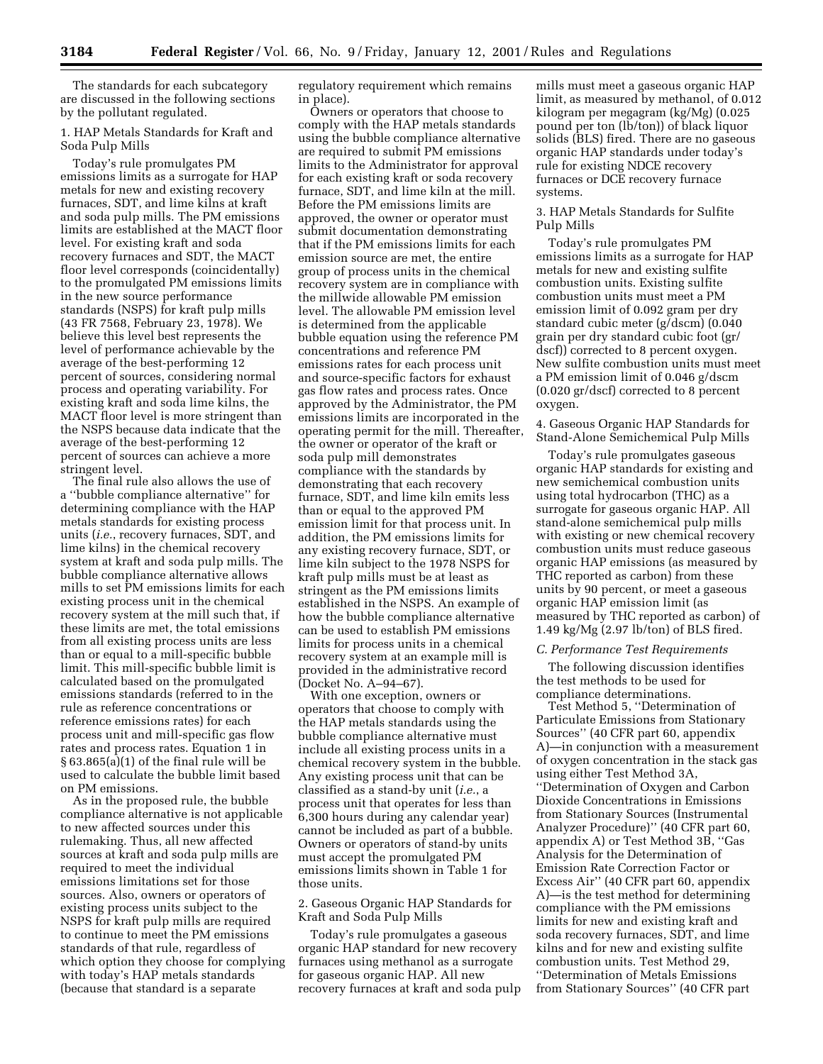The standards for each subcategory are discussed in the following sections by the pollutant regulated.

1. HAP Metals Standards for Kraft and Soda Pulp Mills

Today's rule promulgates PM emissions limits as a surrogate for HAP metals for new and existing recovery furnaces, SDT, and lime kilns at kraft and soda pulp mills. The PM emissions limits are established at the MACT floor level. For existing kraft and soda recovery furnaces and SDT, the MACT floor level corresponds (coincidentally) to the promulgated PM emissions limits in the new source performance standards (NSPS) for kraft pulp mills (43 FR 7568, February 23, 1978). We believe this level best represents the level of performance achievable by the average of the best-performing 12 percent of sources, considering normal process and operating variability. For existing kraft and soda lime kilns, the MACT floor level is more stringent than the NSPS because data indicate that the average of the best-performing 12 percent of sources can achieve a more stringent level.

The final rule also allows the use of a ''bubble compliance alternative'' for determining compliance with the HAP metals standards for existing process units (*i.e.*, recovery furnaces, SDT, and lime kilns) in the chemical recovery system at kraft and soda pulp mills. The bubble compliance alternative allows mills to set PM emissions limits for each existing process unit in the chemical recovery system at the mill such that, if these limits are met, the total emissions from all existing process units are less than or equal to a mill-specific bubble limit. This mill-specific bubble limit is calculated based on the promulgated emissions standards (referred to in the rule as reference concentrations or reference emissions rates) for each process unit and mill-specific gas flow rates and process rates. Equation 1 in § 63.865(a)(1) of the final rule will be used to calculate the bubble limit based on PM emissions.

As in the proposed rule, the bubble compliance alternative is not applicable to new affected sources under this rulemaking. Thus, all new affected sources at kraft and soda pulp mills are required to meet the individual emissions limitations set for those sources. Also, owners or operators of existing process units subject to the NSPS for kraft pulp mills are required to continue to meet the PM emissions standards of that rule, regardless of which option they choose for complying with today's HAP metals standards (because that standard is a separate regulatory requirement which remains in place).

Owners or operators that choose to comply with the HAP metals standards using the bubble compliance alternative are required to submit PM emissions limits to the Administrator for approval for each existing kraft or soda recovery furnace, SDT, and lime kiln at the mill. Before the PM emissions limits are approved, the owner or operator must submit documentation demonstrating that if the PM emissions limits for each emission source are met, the entire group of process units in the chemical recovery system are in compliance with the millwide allowable PM emission level. The allowable PM emission level is determined from the applicable bubble equation using the reference PM concentrations and reference PM emissions rates for each process unit and source-specific factors for exhaust gas flow rates and process rates. Once approved by the Administrator, the PM emissions limits are incorporated in the operating permit for the mill. Thereafter, the owner or operator of the kraft or soda pulp mill demonstrates compliance with the standards by demonstrating that each recovery furnace, SDT, and lime kiln emits less than or equal to the approved PM emission limit for that process unit. In addition, the PM emissions limits for any existing recovery furnace, SDT, or lime kiln subject to the 1978 NSPS for kraft pulp mills must be at least as stringent as the PM emissions limits established in the NSPS. An example of how the bubble compliance alternative can be used to establish PM emissions limits for process units in a chemical recovery system at an example mill is provided in the administrative record (Docket No. A–94–67).

With one exception, owners or operators that choose to comply with the HAP metals standards using the bubble compliance alternative must include all existing process units in a chemical recovery system in the bubble. Any existing process unit that can be classified as a stand-by unit (*i.e.*, a process unit that operates for less than 6,300 hours during any calendar year) cannot be included as part of a bubble. Owners or operators of stand-by units must accept the promulgated PM emissions limits shown in Table 1 for those units.

2. Gaseous Organic HAP Standards for Kraft and Soda Pulp Mills

Today's rule promulgates a gaseous organic HAP standard for new recovery furnaces using methanol as a surrogate for gaseous organic HAP. All new recovery furnaces at kraft and soda pulp mills must meet a gaseous organic HAP limit, as measured by methanol, of 0.012 kilogram per megagram (kg/Mg) (0.025 pound per ton (lb/ton)) of black liquor solids (BLS) fired. There are no gaseous organic HAP standards under today's rule for existing NDCE recovery furnaces or DCE recovery furnace systems.

3. HAP Metals Standards for Sulfite Pulp Mills

Today's rule promulgates PM emissions limits as a surrogate for HAP metals for new and existing sulfite combustion units. Existing sulfite combustion units must meet a PM emission limit of 0.092 gram per dry standard cubic meter (g/dscm) (0.040 grain per dry standard cubic foot (gr/dscf)) corrected to 8 percent oxygen. New sulfite combustion units must meet a PM emission limit of 0.046 g/dscm (0.020 gr/dscf) corrected to 8 percent oxygen.

4. Gaseous Organic HAP Standards for Stand-Alone Semichemical Pulp Mills

Today's rule promulgates gaseous organic HAP standards for existing and new semichemical combustion units using total hydrocarbon (THC) as a surrogate for gaseous organic HAP. All stand-alone semichemical pulp mills with existing or new chemical recovery combustion units must reduce gaseous organic HAP emissions (as measured by THC reported as carbon) from these units by 90 percent, or meet a gaseous organic HAP emission limit (as measured by THC reported as carbon) of 1.49 kg/Mg (2.97 lb/ton) of BLS fired.

*C. Performance Test Requirements*

The following discussion identifies the test methods to be used for compliance determinations.

Test Method 5, ''Determination of Particulate Emissions from Stationary Sources'' (40 CFR part 60, appendix A)—in conjunction with a measurement of oxygen concentration in the stack gas using either Test Method 3A, ''Determination of Oxygen and Carbon Dioxide Concentrations in Emissions from Stationary Sources (Instrumental Analyzer Procedure)'' (40 CFR part 60, appendix A) or Test Method 3B, ''Gas Analysis for the Determination of Emission Rate Correction Factor or Excess Air'' (40 CFR part 60, appendix A)—is the test method for determining compliance with the PM emissions limits for new and existing kraft and soda recovery furnaces, SDT, and lime kilns and for new and existing sulfite combustion units. Test Method 29, ''Determination of Metals Emissions from Stationary Sources'' (40 CFR part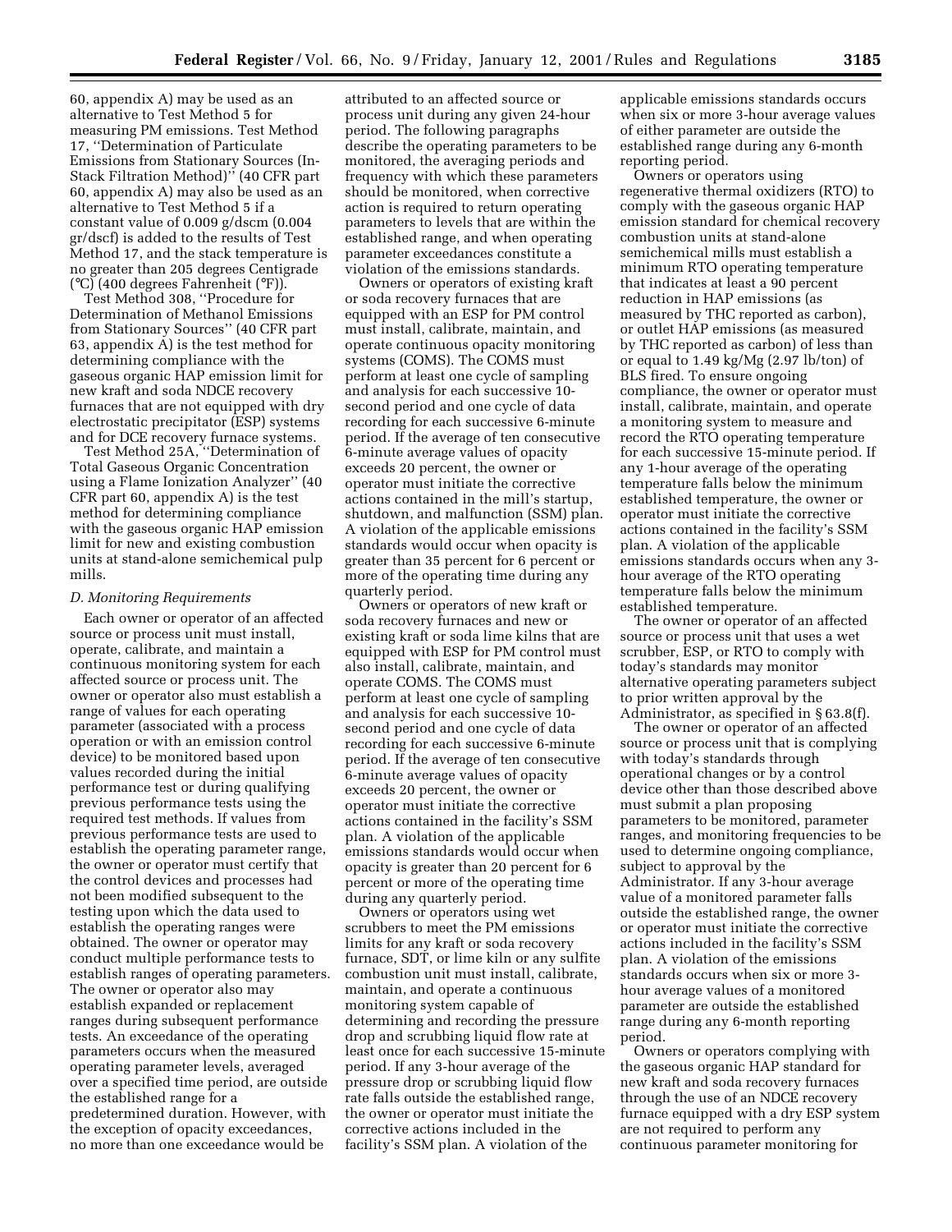60, appendix A) may be used as an alternative to Test Method 5 for measuring PM emissions. Test Method 17, ''Determination of Particulate Emissions from Stationary Sources (In-Stack Filtration Method)'' (40 CFR part 60, appendix A) may also be used as an alternative to Test Method 5 if a constant value of 0.009 g/dscm (0.004 gr/dscf) is added to the results of Test Method 17, and the stack temperature is no greater than 205 degrees Centigrade (°C) (400 degrees Fahrenheit (°F)).

Test Method 308, ''Procedure for Determination of Methanol Emissions from Stationary Sources'' (40 CFR part 63, appendix A) is the test method for determining compliance with the gaseous organic HAP emission limit for new kraft and soda NDCE recovery furnaces that are not equipped with dry electrostatic precipitator (ESP) systems and for DCE recovery furnace systems.

Test Method 25A, ''Determination of Total Gaseous Organic Concentration using a Flame Ionization Analyzer'' (40 CFR part 60, appendix A) is the test method for determining compliance with the gaseous organic HAP emission limit for new and existing combustion units at stand-alone semichemical pulp mills.

*D. Monitoring Requirements*

Each owner or operator of an affected source or process unit must install, operate, calibrate, and maintain a continuous monitoring system for each affected source or process unit. The owner or operator also must establish a range of values for each operating parameter (associated with a process operation or with an emission control device) to be monitored based upon values recorded during the initial performance test or during qualifying previous performance tests using the required test methods. If values from previous performance tests are used to establish the operating parameter range, the owner or operator must certify that the control devices and processes had not been modified subsequent to the testing upon which the data used to establish the operating ranges were obtained. The owner or operator may conduct multiple performance tests to establish ranges of operating parameters. The owner or operator also may establish expanded or replacement ranges during subsequent performance tests. An exceedance of the operating parameters occurs when the measured operating parameter levels, averaged over a specified time period, are outside the established range for a predetermined duration. However, with the exception of opacity exceedances, no more than one exceedance would be attributed to an affected source or process unit during any given 24-hour period. The following paragraphs describe the operating parameters to be monitored, the averaging periods and frequency with which these parameters should be monitored, when corrective action is required to return operating parameters to levels that are within the established range, and when operating parameter exceedances constitute a violation of the emissions standards.

Owners or operators of existing kraft or soda recovery furnaces that are equipped with an ESP for PM control must install, calibrate, maintain, and operate continuous opacity monitoring systems (COMS). The COMS must perform at least one cycle of sampling and analysis for each successive 10-second period and one cycle of data recording for each successive 6-minute period. If the average of ten consecutive 6-minute average values of opacity exceeds 20 percent, the owner or operator must initiate the corrective actions contained in the mill's startup, shutdown, and malfunction (SSM) plan. A violation of the applicable emissions standards would occur when opacity is greater than 35 percent for 6 percent or more of the operating time during any quarterly period.

Owners or operators of new kraft or soda recovery furnaces and new or existing kraft or soda lime kilns that are equipped with ESP for PM control must also install, calibrate, maintain, and operate COMS. The COMS must perform at least one cycle of sampling and analysis for each successive 10-second period and one cycle of data recording for each successive 6-minute period. If the average of ten consecutive 6-minute average values of opacity exceeds 20 percent, the owner or operator must initiate the corrective actions contained in the facility's SSM plan. A violation of the applicable emissions standards would occur when opacity is greater than 20 percent for 6 percent or more of the operating time during any quarterly period.

Owners or operators using wet scrubbers to meet the PM emissions limits for any kraft or soda recovery furnace, SDT, or lime kiln or any sulfite combustion unit must install, calibrate, maintain, and operate a continuous monitoring system capable of determining and recording the pressure drop and scrubbing liquid flow rate at least once for each successive 15-minute period. If any 3-hour average of the pressure drop or scrubbing liquid flow rate falls outside the established range, the owner or operator must initiate the corrective actions included in the facility's SSM plan. A violation of the applicable emissions standards occurs when six or more 3-hour average values of either parameter are outside the established range during any 6-month reporting period.

Owners or operators using regenerative thermal oxidizers (RTO) to comply with the gaseous organic HAP emission standard for chemical recovery combustion units at stand-alone semichemical mills must establish a minimum RTO operating temperature that indicates at least a 90 percent reduction in HAP emissions (as measured by THC reported as carbon), or outlet HAP emissions (as measured by THC reported as carbon) of less than or equal to 1.49 kg/Mg (2.97 lb/ton) of BLS fired. To ensure ongoing compliance, the owner or operator must install, calibrate, maintain, and operate a monitoring system to measure and record the RTO operating temperature for each successive 15-minute period. If any 1-hour average of the operating temperature falls below the minimum established temperature, the owner or operator must initiate the corrective actions contained in the facility's SSM plan. A violation of the applicable emissions standards occurs when any 3-hour average of the RTO operating temperature falls below the minimum established temperature.

The owner or operator of an affected source or process unit that uses a wet scrubber, ESP, or RTO to comply with today's standards may monitor alternative operating parameters subject to prior written approval by the Administrator, as specified in § 63.8(f).

The owner or operator of an affected source or process unit that is complying with today's standards through operational changes or by a control device other than those described above must submit a plan proposing parameters to be monitored, parameter ranges, and monitoring frequencies to be used to determine ongoing compliance, subject to approval by the Administrator. If any 3-hour average value of a monitored parameter falls outside the established range, the owner or operator must initiate the corrective actions included in the facility's SSM plan. A violation of the emissions standards occurs when six or more 3-hour average values of a monitored parameter are outside the established range during any 6-month reporting period.

Owners or operators complying with the gaseous organic HAP standard for new kraft and soda recovery furnaces through the use of an NDCE recovery furnace equipped with a dry ESP system are not required to perform any continuous parameter monitoring for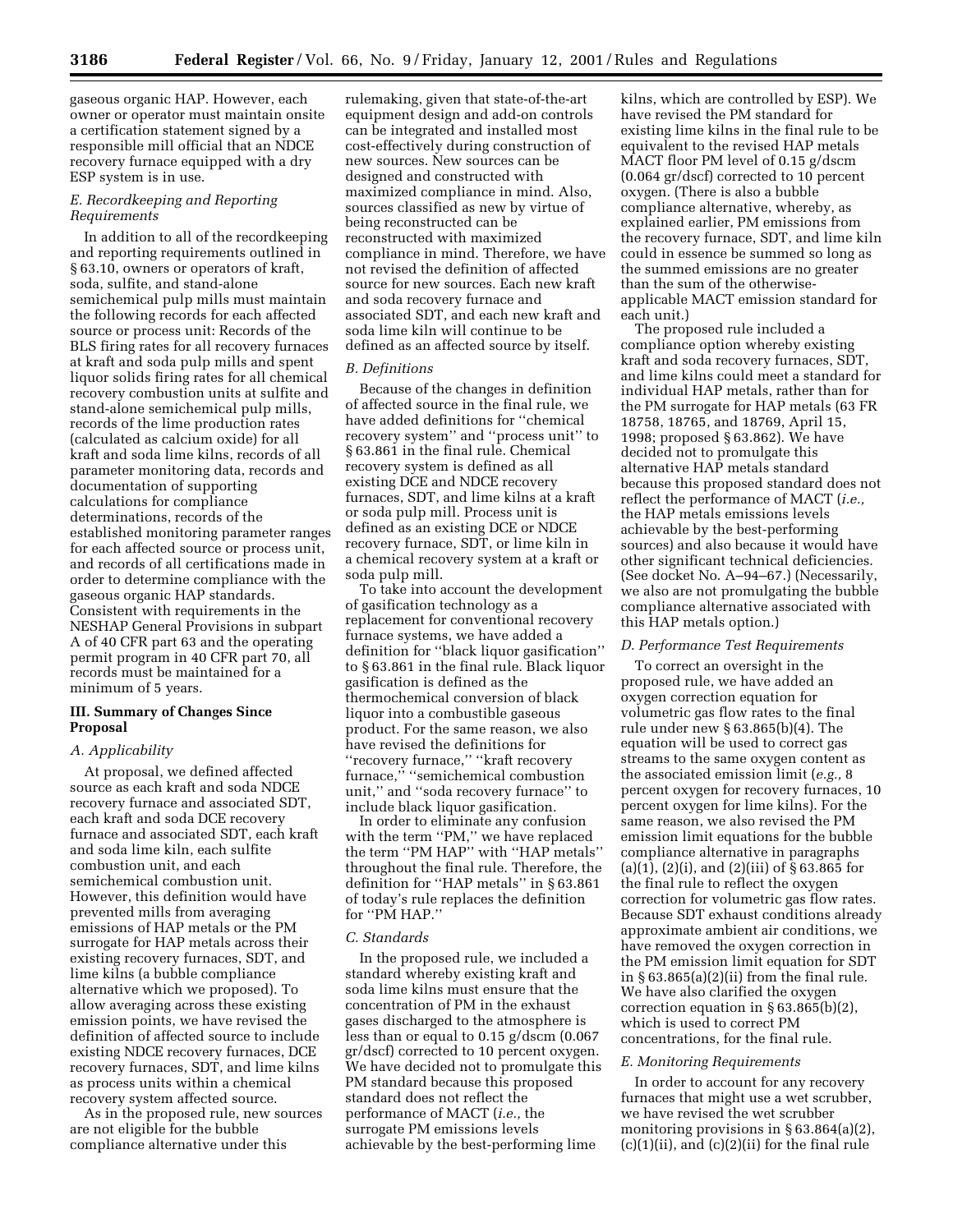gaseous organic HAP. However, each owner or operator must maintain onsite a certification statement signed by a responsible mill official that an NDCE recovery furnace equipped with a dry ESP system is in use.

### *E. Recordkeeping and Reporting Requirements*

In addition to all of the recordkeeping and reporting requirements outlined in § 63.10, owners or operators of kraft, soda, sulfite, and stand-alone semichemical pulp mills must maintain the following records for each affected source or process unit: Records of the BLS firing rates for all recovery furnaces at kraft and soda pulp mills and spent liquor solids firing rates for all chemical recovery combustion units at sulfite and stand-alone semichemical pulp mills, records of the lime production rates (calculated as calcium oxide) for all kraft and soda lime kilns, records of all parameter monitoring data, records and documentation of supporting calculations for compliance determinations, records of the established monitoring parameter ranges for each affected source or process unit, and records of all certifications made in order to determine compliance with the gaseous organic HAP standards. Consistent with requirements in the NESHAP General Provisions in subpart A of 40 CFR part 63 and the operating permit program in 40 CFR part 70, all records must be maintained for a minimum of 5 years.

## III. Summary of Changes Since Proposal

### *A. Applicability*

At proposal, we defined affected source as each kraft and soda NDCE recovery furnace and associated SDT, each kraft and soda DCE recovery furnace and associated SDT, each kraft and soda lime kiln, each sulfite combustion unit, and each semichemical combustion unit. However, this definition would have prevented mills from averaging emissions of HAP metals or the PM surrogate for HAP metals across their existing recovery furnaces, SDT, and lime kilns (a bubble compliance alternative which we proposed). To allow averaging across these existing emission points, we have revised the definition of affected source to include existing NDCE recovery furnaces, DCE recovery furnaces, SDT, and lime kilns as process units within a chemical recovery system affected source.

As in the proposed rule, new sources are not eligible for the bubble compliance alternative under this rulemaking, given that state-of-the-art equipment design and add-on controls can be integrated and installed most cost-effectively during construction of new sources. New sources can be designed and constructed with maximized compliance in mind. Also, sources classified as new by virtue of being reconstructed can be reconstructed with maximized compliance in mind. Therefore, we have not revised the definition of affected source for new sources. Each new kraft and soda recovery furnace and associated SDT, and each new kraft and soda lime kiln will continue to be defined as an affected source by itself.

### *B. Definitions*

Because of the changes in definition of affected source in the final rule, we have added definitions for "chemical recovery system" and "process unit" to § 63.861 in the final rule. Chemical recovery system is defined as all existing DCE and NDCE recovery furnaces, SDT, and lime kilns at a kraft or soda pulp mill. Process unit is defined as an existing DCE or NDCE recovery furnace, SDT, or lime kiln in a chemical recovery system at a kraft or soda pulp mill.

To take into account the development of gasification technology as a replacement for conventional recovery furnace systems, we have added a definition for "black liquor gasification" to § 63.861 in the final rule. Black liquor gasification is defined as the thermochemical conversion of black liquor into a combustible gaseous product. For the same reason, we also have revised the definitions for "recovery furnace," "kraft recovery furnace," "semichemical combustion unit," and "soda recovery furnace" to include black liquor gasification.

In order to eliminate any confusion with the term "PM," we have replaced the term "PM HAP" with "HAP metals" throughout the final rule. Therefore, the definition for "HAP metals" in § 63.861 of today's rule replaces the definition for "PM HAP."

### *C. Standards*

In the proposed rule, we included a standard whereby existing kraft and soda lime kilns must ensure that the concentration of PM in the exhaust gases discharged to the atmosphere is less than or equal to 0.15 g/dscm (0.067 gr/dscf) corrected to 10 percent oxygen. We have decided not to promulgate this PM standard because this proposed standard does not reflect the performance of MACT (*i.e.,* the surrogate PM emissions levels achievable by the best-performing lime kilns, which are controlled by ESP). We have revised the PM standard for existing lime kilns in the final rule to be equivalent to the revised HAP metals MACT floor PM level of 0.15 g/dscm (0.064 gr/dscf) corrected to 10 percent oxygen. (There is also a bubble compliance alternative, whereby, as explained earlier, PM emissions from the recovery furnace, SDT, and lime kiln could in essence be summed so long as the summed emissions are no greater than the sum of the otherwise-applicable MACT emission standard for each unit.)

The proposed rule included a compliance option whereby existing kraft and soda recovery furnaces, SDT, and lime kilns could meet a standard for individual HAP metals, rather than for the PM surrogate for HAP metals (63 FR 18758, 18765, and 18769, April 15, 1998; proposed § 63.862). We have decided not to promulgate this alternative HAP metals standard because this proposed standard does not reflect the performance of MACT (*i.e.,* the HAP metals emissions levels achievable by the best-performing sources) and also because it would have other significant technical deficiencies. (See docket No. A–94–67.) (Necessarily, we also are not promulgating the bubble compliance alternative associated with this HAP metals option.)

### *D. Performance Test Requirements*

To correct an oversight in the proposed rule, we have added an oxygen correction equation for volumetric gas flow rates to the final rule under new § 63.865(b)(4). The equation will be used to correct gas streams to the same oxygen content as the associated emission limit (*e.g.,* 8 percent oxygen for recovery furnaces, 10 percent oxygen for lime kilns). For the same reason, we also revised the PM emission limit equations for the bubble compliance alternative in paragraphs (a)(1), (2)(i), and (2)(iii) of § 63.865 for the final rule to reflect the oxygen correction for volumetric gas flow rates. Because SDT exhaust conditions already approximate ambient air conditions, we have removed the oxygen correction in the PM emission limit equation for SDT in § 63.865(a)(2)(ii) from the final rule. We have also clarified the oxygen correction equation in § 63.865(b)(2), which is used to correct PM concentrations, for the final rule.

### *E. Monitoring Requirements*

In order to account for any recovery furnaces that might use a wet scrubber, we have revised the wet scrubber monitoring provisions in § 63.864(a)(2), (c)(1)(ii), and (c)(2)(ii) for the final rule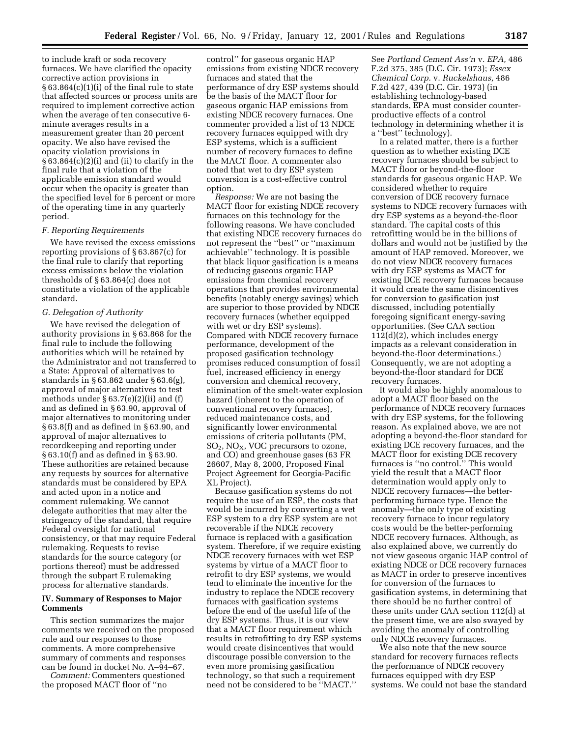to include kraft or soda recovery furnaces. We have clarified the opacity corrective action provisions in § 63.864(c)(1)(i) of the final rule to state that affected sources or process units are required to implement corrective action when the average of ten consecutive 6-minute averages results in a measurement greater than 20 percent opacity. We also have revised the opacity violation provisions in § 63.864(c)(2)(i) and (ii) to clarify in the final rule that a violation of the applicable emission standard would occur when the opacity is greater than the specified level for 6 percent or more of the operating time in any quarterly period.

### *F. Reporting Requirements*

We have revised the excess emissions reporting provisions of § 63.867(c) for the final rule to clarify that reporting excess emissions below the violation thresholds of § 63.864(c) does not constitute a violation of the applicable standard.

### *G. Delegation of Authority*

We have revised the delegation of authority provisions in § 63.868 for the final rule to include the following authorities which will be retained by the Administrator and not transferred to a State: Approval of alternatives to standards in § 63.862 under § 63.6(g), approval of major alternatives to test methods under § 63.7(e)(2)(ii) and (f) and as defined in § 63.90, approval of major alternatives to monitoring under § 63.8(f) and as defined in § 63.90, and approval of major alternatives to recordkeeping and reporting under § 63.10(f) and as defined in § 63.90. These authorities are retained because any requests by sources for alternative standards must be considered by EPA and acted upon in a notice and comment rulemaking. We cannot delegate authorities that may alter the stringency of the standard, that require Federal oversight for national consistency, or that may require Federal rulemaking. Requests to revise standards for the source category (or portions thereof) must be addressed through the subpart E rulemaking process for alternative standards.

## IV. Summary of Responses to Major Comments

This section summarizes the major comments we received on the proposed rule and our responses to those comments. A more comprehensive summary of comments and responses can be found in docket No. A–94–67.

*Comment:* Commenters questioned the proposed MACT floor of ''no control'' for gaseous organic HAP emissions from existing NDCE recovery furnaces and stated that the performance of dry ESP systems should be the basis of the MACT floor for gaseous organic HAP emissions from existing NDCE recovery furnaces. One commenter provided a list of 13 NDCE recovery furnaces equipped with dry ESP systems, which is a sufficient number of recovery furnaces to define the MACT floor. A commenter also noted that wet to dry ESP system conversion is a cost-effective control option.

*Response:* We are not basing the MACT floor for existing NDCE recovery furnaces on this technology for the following reasons. We have concluded that existing NDCE recovery furnaces do not represent the ''best'' or ''maximum achievable'' technology. It is possible that black liquor gasification is a means of reducing gaseous organic HAP emissions from chemical recovery operations that provides environmental benefits (notably energy savings) which are superior to those provided by NDCE recovery furnaces (whether equipped with wet or dry ESP systems). Compared with NDCE recovery furnace performance, development of the proposed gasification technology promises reduced consumption of fossil fuel, increased efficiency in energy conversion and chemical recovery, elimination of the smelt-water explosion hazard (inherent to the operation of conventional recovery furnaces), reduced maintenance costs, and significantly lower environmental emissions of criteria pollutants (PM, $SO_2$, $NO_X$, VOC precursors to ozone, and CO) and greenhouse gases (63 FR 26607, May 8, 2000, Proposed Final Project Agreement for Georgia-Pacific XL Project).

Because gasification systems do not require the use of an ESP, the costs that would be incurred by converting a wet ESP system to a dry ESP system are not recoverable if the NDCE recovery furnace is replaced with a gasification system. Therefore, if we require existing NDCE recovery furnaces with wet ESP systems by virtue of a MACT floor to retrofit to dry ESP systems, we would tend to eliminate the incentive for the industry to replace the NDCE recovery furnaces with gasification systems before the end of the useful life of the dry ESP systems. Thus, it is our view that a MACT floor requirement which results in retrofitting to dry ESP systems would create disincentives that would discourage possible conversion to the even more promising gasification technology, so that such a requirement need not be considered to be ''MACT.'' See *Portland Cement Ass'n* v. *EPA,* 486 F.2d 375, 385 (D.C. Cir. 1973); *Essex Chemical Corp.* v. *Ruckelshaus,* 486 F.2d 427, 439 (D.C. Cir. 1973) (in establishing technology-based standards, EPA must consider counter-productive effects of a control technology in determining whether it is a ''best'' technology).

In a related matter, there is a further question as to whether existing DCE recovery furnaces should be subject to MACT floor or beyond-the-floor standards for gaseous organic HAP. We considered whether to require conversion of DCE recovery furnace systems to NDCE recovery furnaces with dry ESP systems as a beyond-the-floor standard. The capital costs of this retrofitting would be in the billions of dollars and would not be justified by the amount of HAP removed. Moreover, we do not view NDCE recovery furnaces with dry ESP systems as MACT for existing DCE recovery furnaces because it would create the same disincentives for conversion to gasification just discussed, including potentially foregoing significant energy-saving opportunities. (See CAA section 112(d)(2), which includes energy impacts as a relevant consideration in beyond-the-floor determinations.) Consequently, we are not adopting a beyond-the-floor standard for DCE recovery furnaces.

It would also be highly anomalous to adopt a MACT floor based on the performance of NDCE recovery furnaces with dry ESP systems, for the following reason. As explained above, we are not adopting a beyond-the-floor standard for existing DCE recovery furnaces, and the MACT floor for existing DCE recovery furnaces is ''no control.'' This would yield the result that a MACT floor determination would apply only to NDCE recovery furnaces—the better-performing furnace type. Hence the anomaly—the only type of existing recovery furnace to incur regulatory costs would be the better-performing NDCE recovery furnaces. Although, as also explained above, we currently do not view gaseous organic HAP control of existing NDCE or DCE recovery furnaces as MACT in order to preserve incentives for conversion of the furnaces to gasification systems, in determining that there should be no further control of these units under CAA section 112(d) at the present time, we are also swayed by avoiding the anomaly of controlling only NDCE recovery furnaces.

We also note that the new source standard for recovery furnaces reflects the performance of NDCE recovery furnaces equipped with dry ESP systems. We could not base the standard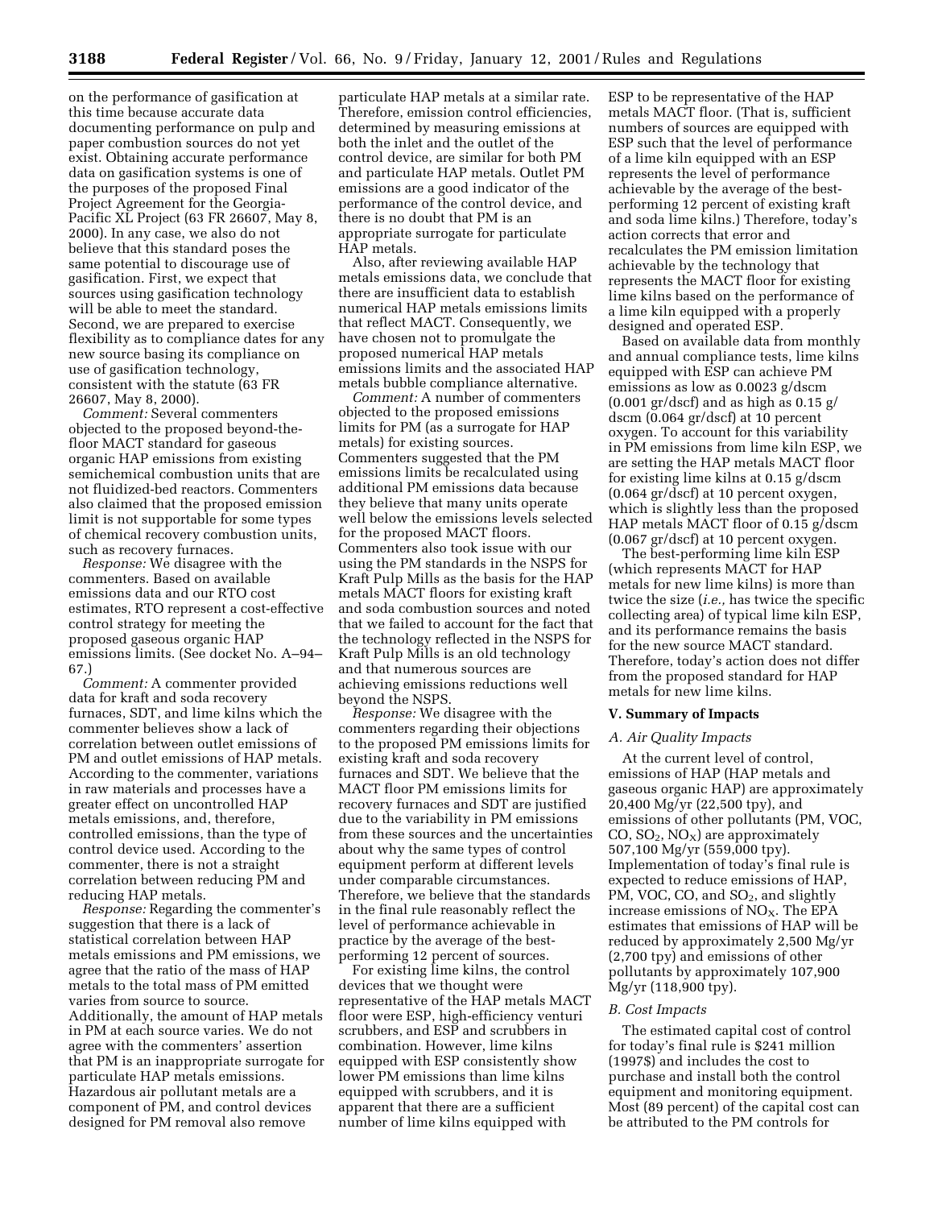on the performance of gasification at this time because accurate data documenting performance on pulp and paper combustion sources do not yet exist. Obtaining accurate performance data on gasification systems is one of the purposes of the proposed Final Project Agreement for the Georgia-Pacific XL Project (63 FR 26607, May 8, 2000). In any case, we also do not believe that this standard poses the same potential to discourage use of gasification. First, we expect that sources using gasification technology will be able to meet the standard. Second, we are prepared to exercise flexibility as to compliance dates for any new source basing its compliance on use of gasification technology, consistent with the statute (63 FR 26607, May 8, 2000).

*Comment:* Several commenters objected to the proposed beyond-the-floor MACT standard for gaseous organic HAP emissions from existing semichemical combustion units that are not fluidized-bed reactors. Commenters also claimed that the proposed emission limit is not supportable for some types of chemical recovery combustion units, such as recovery furnaces.

*Response:* We disagree with the commenters. Based on available emissions data and our RTO cost estimates, RTO represent a cost-effective control strategy for meeting the proposed gaseous organic HAP emissions limits. (See docket No. A–94–67.)

*Comment:* A commenter provided data for kraft and soda recovery furnaces, SDT, and lime kilns which the commenter believes show a lack of correlation between outlet emissions of PM and outlet emissions of HAP metals. According to the commenter, variations in raw materials and processes have a greater effect on uncontrolled HAP metals emissions, and, therefore, controlled emissions, than the type of control device used. According to the commenter, there is not a straight correlation between reducing PM and reducing HAP metals.

*Response:* Regarding the commenter's suggestion that there is a lack of statistical correlation between HAP metals emissions and PM emissions, we agree that the ratio of the mass of HAP metals to the total mass of PM emitted varies from source to source. Additionally, the amount of HAP metals in PM at each source varies. We do not agree with the commenters' assertion that PM is an inappropriate surrogate for particulate HAP metals emissions. Hazardous air pollutant metals are a component of PM, and control devices designed for PM removal also remove particulate HAP metals at a similar rate. Therefore, emission control efficiencies, determined by measuring emissions at both the inlet and the outlet of the control device, are similar for both PM and particulate HAP metals. Outlet PM emissions are a good indicator of the performance of the control device, and there is no doubt that PM is an appropriate surrogate for particulate HAP metals.

Also, after reviewing available HAP metals emissions data, we conclude that there are insufficient data to establish numerical HAP metals emissions limits that reflect MACT. Consequently, we have chosen not to promulgate the proposed numerical HAP metals emissions limits and the associated HAP metals bubble compliance alternative.

*Comment:* A number of commenters objected to the proposed emissions limits for PM (as a surrogate for HAP metals) for existing sources. Commenters suggested that the PM emissions limits be recalculated using additional PM emissions data because they believe that many units operate well below the emissions levels selected for the proposed MACT floors. Commenters also took issue with our using the PM standards in the NSPS for Kraft Pulp Mills as the basis for the HAP metals MACT floors for existing kraft and soda combustion sources and noted that we failed to account for the fact that the technology reflected in the NSPS for Kraft Pulp Mills is an old technology and that numerous sources are achieving emissions reductions well beyond the NSPS.

*Response:* We disagree with the commenters regarding their objections to the proposed PM emissions limits for existing kraft and soda recovery furnaces and SDT. We believe that the MACT floor PM emissions limits for recovery furnaces and SDT are justified due to the variability in PM emissions from these sources and the uncertainties about why the same types of control equipment perform at different levels under comparable circumstances. Therefore, we believe that the standards in the final rule reasonably reflect the level of performance achievable in practice by the average of the best-performing 12 percent of sources.

For existing lime kilns, the control devices that we thought were representative of the HAP metals MACT floor were ESP, high-efficiency venturi scrubbers, and ESP and scrubbers in combination. However, lime kilns equipped with ESP consistently show lower PM emissions than lime kilns equipped with scrubbers, and it is apparent that there are a sufficient number of lime kilns equipped with ESP to be representative of the HAP metals MACT floor. (That is, sufficient numbers of sources are equipped with ESP such that the level of performance of a lime kiln equipped with an ESP represents the level of performance achievable by the average of the best-performing 12 percent of existing kraft and soda lime kilns.) Therefore, today's action corrects that error and recalculates the PM emission limitation achievable by the technology that represents the MACT floor for existing lime kilns based on the performance of a lime kiln equipped with a properly designed and operated ESP.

Based on available data from monthly and annual compliance tests, lime kilns equipped with ESP can achieve PM emissions as low as 0.0023 g/dscm (0.001 gr/dscf) and as high as 0.15 g/dscm (0.064 gr/dscf) at 10 percent oxygen. To account for this variability in PM emissions from lime kiln ESP, we are setting the HAP metals MACT floor for existing lime kilns at 0.15 g/dscm (0.064 gr/dscf) at 10 percent oxygen, which is slightly less than the proposed HAP metals MACT floor of 0.15 g/dscm (0.067 gr/dscf) at 10 percent oxygen.

The best-performing lime kiln ESP (which represents MACT for HAP metals for new lime kilns) is more than twice the size (*i.e.,* has twice the specific collecting area) of typical lime kiln ESP, and its performance remains the basis for the new source MACT standard. Therefore, today's action does not differ from the proposed standard for HAP metals for new lime kilns.

## V. Summary of Impacts

### *A. Air Quality Impacts*

At the current level of control, emissions of HAP (HAP metals and gaseous organic HAP) are approximately 20,400 Mg/yr (22,500 tpy), and emissions of other pollutants (PM, VOC, CO, $SO_2$, $NO_X$) are approximately 507,100 Mg/yr (559,000 tpy). Implementation of today's final rule is expected to reduce emissions of HAP, PM, VOC, CO, and $SO_2$, and slightly increase emissions of $NO_X$. The EPA estimates that emissions of HAP will be reduced by approximately 2,500 Mg/yr (2,700 tpy) and emissions of other pollutants by approximately 107,900 Mg/yr (118,900 tpy).

### *B. Cost Impacts*

The estimated capital cost of control for today's final rule is $241 million (1997$) and includes the cost to purchase and install both the control equipment and monitoring equipment. Most (89 percent) of the capital cost can be attributed to the PM controls for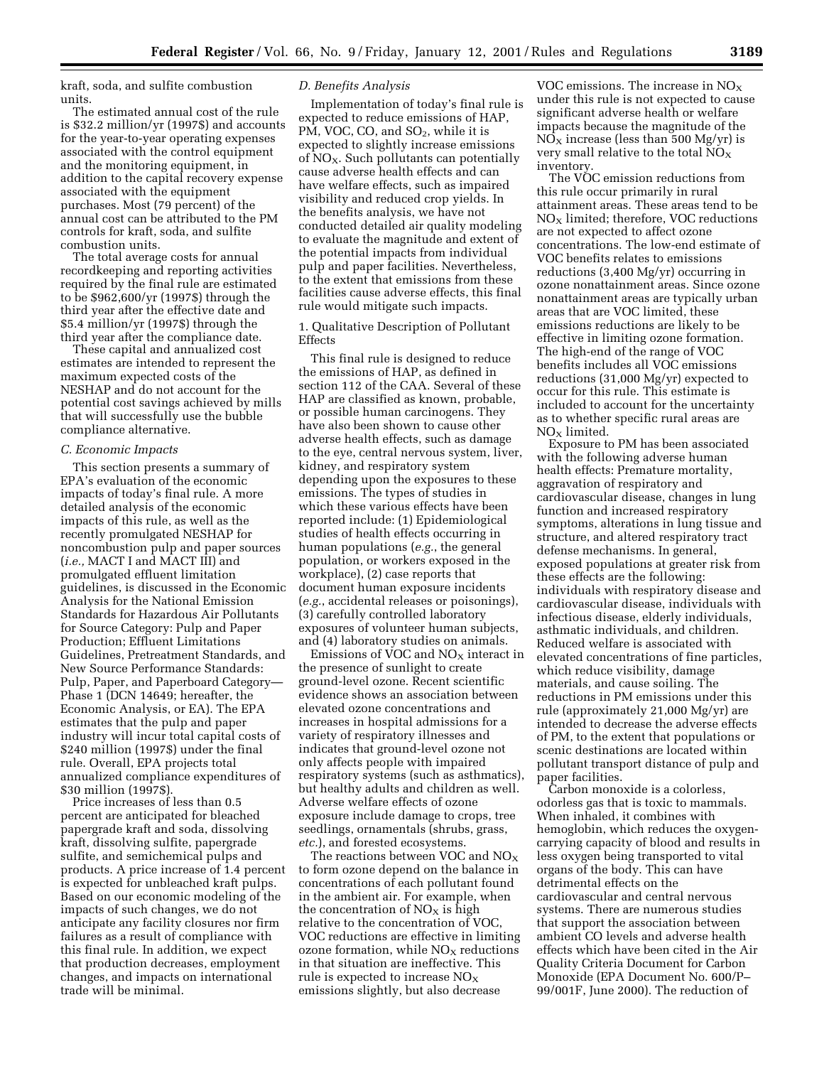kraft, soda, and sulfite combustion units.

The estimated annual cost of the rule is $32.2 million/yr (1997$) and accounts for the year-to-year operating expenses associated with the control equipment and the monitoring equipment, in addition to the capital recovery expense associated with the equipment purchases. Most (79 percent) of the annual cost can be attributed to the PM controls for kraft, soda, and sulfite combustion units.

The total average costs for annual recordkeeping and reporting activities required by the final rule are estimated to be $962,600/yr (1997$) through the third year after the effective date and $5.4 million/yr (1997$) through the third year after the compliance date.

These capital and annualized cost estimates are intended to represent the maximum expected costs of the NESHAP and do not account for the potential cost savings achieved by mills that will successfully use the bubble compliance alternative.

### *C. Economic Impacts*

This section presents a summary of EPA's evaluation of the economic impacts of today's final rule. A more detailed analysis of the economic impacts of this rule, as well as the recently promulgated NESHAP for noncombustion pulp and paper sources (*i.e.,* MACT I and MACT III) and promulgated effluent limitation guidelines, is discussed in the Economic Analysis for the National Emission Standards for Hazardous Air Pollutants for Source Category: Pulp and Paper Production; Effluent Limitations Guidelines, Pretreatment Standards, and New Source Performance Standards: Pulp, Paper, and Paperboard Category—Phase 1 (DCN 14649; hereafter, the Economic Analysis, or EA). The EPA estimates that the pulp and paper industry will incur total capital costs of $240 million (1997$) under the final rule. Overall, EPA projects total annualized compliance expenditures of $30 million (1997$).

Price increases of less than 0.5 percent are anticipated for bleached papergrade kraft and soda, dissolving kraft, dissolving sulfite, papergrade sulfite, and semichemical pulps and products. A price increase of 1.4 percent is expected for unbleached kraft pulps. Based on our economic modeling of the impacts of such changes, we do not anticipate any facility closures nor firm failures as a result of compliance with this final rule. In addition, we expect that production decreases, employment changes, and impacts on international trade will be minimal.

### *D. Benefits Analysis*

Implementation of today's final rule is expected to reduce emissions of HAP, PM, VOC, CO, and $SO_2$, while it is expected to slightly increase emissions of $NO_X$. Such pollutants can potentially cause adverse health effects and can have welfare effects, such as impaired visibility and reduced crop yields. In the benefits analysis, we have not conducted detailed air quality modeling to evaluate the magnitude and extent of the potential impacts from individual pulp and paper facilities. Nevertheless, to the extent that emissions from these facilities cause adverse effects, this final rule would mitigate such impacts.

#### 1. Qualitative Description of Pollutant Effects

This final rule is designed to reduce the emissions of HAP, as defined in section 112 of the CAA. Several of these HAP are classified as known, probable, or possible human carcinogens. They have also been shown to cause other adverse health effects, such as damage to the eye, central nervous system, liver, kidney, and respiratory system depending upon the exposures to these emissions. The types of studies in which these various effects have been reported include: (1) Epidemiological studies of health effects occurring in human populations (*e.g.*, the general population, or workers exposed in the workplace), (2) case reports that document human exposure incidents (*e.g.*, accidental releases or poisonings), (3) carefully controlled laboratory exposures of volunteer human subjects, and (4) laboratory studies on animals.

Emissions of VOC and $NO_X$ interact in the presence of sunlight to create ground-level ozone. Recent scientific evidence shows an association between elevated ozone concentrations and increases in hospital admissions for a variety of respiratory illnesses and indicates that ground-level ozone not only affects people with impaired respiratory systems (such as asthmatics), but healthy adults and children as well. Adverse welfare effects of ozone exposure include damage to crops, tree seedlings, ornamentals (shrubs, grass, *etc.*), and forested ecosystems.

The reactions between VOC and $NO_X$ to form ozone depend on the balance in concentrations of each pollutant found in the ambient air. For example, when the concentration of $NO_X$ is high relative to the concentration of VOC, VOC reductions are effective in limiting ozone formation, while $NO_X$ reductions in that situation are ineffective. This rule is expected to increase $NO_X$ emissions slightly, but also decrease VOC emissions. The increase in $NO_X$ under this rule is not expected to cause significant adverse health or welfare impacts because the magnitude of the $NO_X$ increase (less than 500 Mg/yr) is very small relative to the total $NO_X$ inventory.

The VOC emission reductions from this rule occur primarily in rural attainment areas. These areas tend to be $NO_X$ limited; therefore, VOC reductions are not expected to affect ozone concentrations. The low-end estimate of VOC benefits relates to emissions reductions (3,400 Mg/yr) occurring in ozone nonattainment areas. Since ozone nonattainment areas are typically urban areas that are VOC limited, these emissions reductions are likely to be effective in limiting ozone formation. The high-end of the range of VOC benefits includes all VOC emissions reductions (31,000 Mg/yr) expected to occur for this rule. This estimate is included to account for the uncertainty as to whether specific rural areas are $NO_X$ limited.

Exposure to PM has been associated with the following adverse human health effects: Premature mortality, aggravation of respiratory and cardiovascular disease, changes in lung function and increased respiratory symptoms, alterations in lung tissue and structure, and altered respiratory tract defense mechanisms. In general, exposed populations at greater risk from these effects are the following: individuals with respiratory disease and cardiovascular disease, individuals with infectious disease, elderly individuals, asthmatic individuals, and children. Reduced welfare is associated with elevated concentrations of fine particles, which reduce visibility, damage materials, and cause soiling. The reductions in PM emissions under this rule (approximately 21,000 Mg/yr) are intended to decrease the adverse effects of PM, to the extent that populations or scenic destinations are located within pollutant transport distance of pulp and paper facilities.

Carbon monoxide is a colorless, odorless gas that is toxic to mammals. When inhaled, it combines with hemoglobin, which reduces the oxygen-carrying capacity of blood and results in less oxygen being transported to vital organs of the body. This can have detrimental effects on the cardiovascular and central nervous systems. There are numerous studies that support the association between ambient CO levels and adverse health effects which have been cited in the Air Quality Criteria Document for Carbon Monoxide (EPA Document No. 600/P–99/001F, June 2000). The reduction of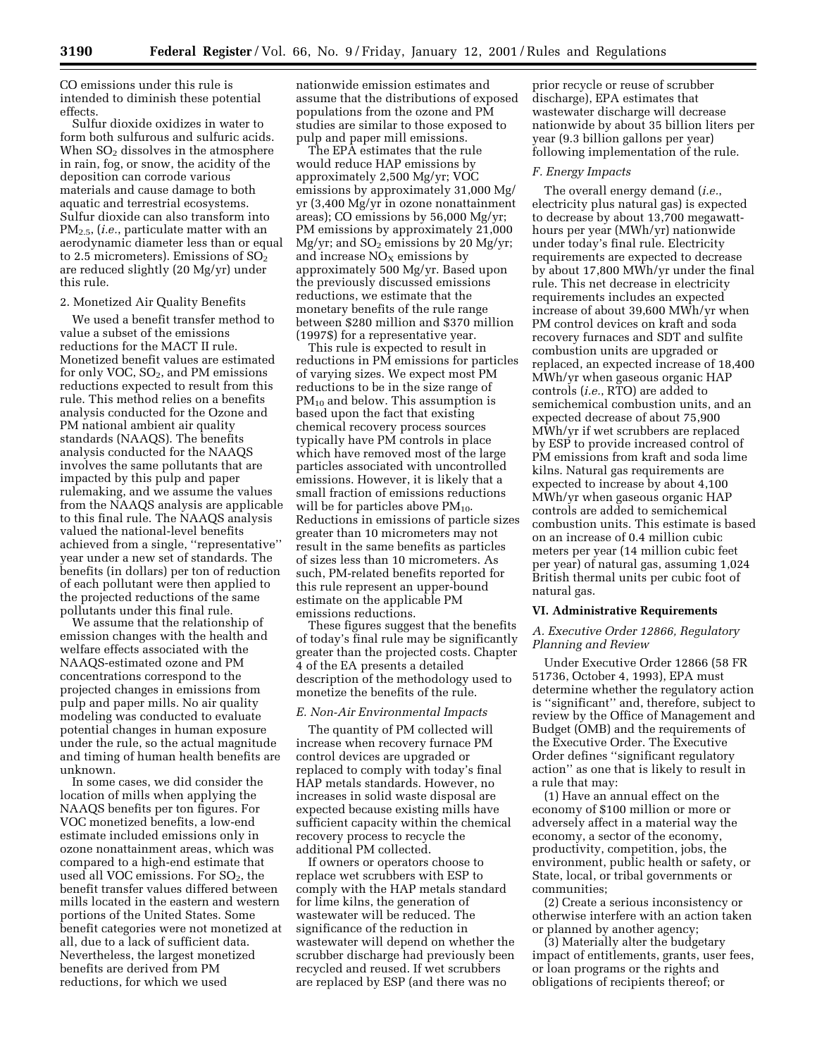CO emissions under this rule is intended to diminish these potential effects.

Sulfur dioxide oxidizes in water to form both sulfurous and sulfuric acids. When $SO_2$ dissolves in the atmosphere in rain, fog, or snow, the acidity of the deposition can corrode various materials and cause damage to both aquatic and terrestrial ecosystems. Sulfur dioxide can also transform into $PM_{2.5}$, (*i.e.*, particulate matter with an aerodynamic diameter less than or equal to 2.5 micrometers). Emissions of $SO_2$ are reduced slightly (20 Mg/yr) under this rule.

2. Monetized Air Quality Benefits

We used a benefit transfer method to value a subset of the emissions reductions for the MACT II rule. Monetized benefit values are estimated for only VOC, $SO_2$, and PM emissions reductions expected to result from this rule. This method relies on a benefits analysis conducted for the Ozone and PM national ambient air quality standards (NAAQS). The benefits analysis conducted for the NAAQS involves the same pollutants that are impacted by this pulp and paper rulemaking, and we assume the values from the NAAQS analysis are applicable to this final rule. The NAAQS analysis valued the national-level benefits achieved from a single, ''representative'' year under a new set of standards. The benefits (in dollars) per ton of reduction of each pollutant were then applied to the projected reductions of the same pollutants under this final rule.

We assume that the relationship of emission changes with the health and welfare effects associated with the NAAQS-estimated ozone and PM concentrations correspond to the projected changes in emissions from pulp and paper mills. No air quality modeling was conducted to evaluate potential changes in human exposure under the rule, so the actual magnitude and timing of human health benefits are unknown.

In some cases, we did consider the location of mills when applying the NAAQS benefits per ton figures. For VOC monetized benefits, a low-end estimate included emissions only in ozone nonattainment areas, which was compared to a high-end estimate that used all VOC emissions. For $SO_2$, the benefit transfer values differed between mills located in the eastern and western portions of the United States. Some benefit categories were not monetized at all, due to a lack of sufficient data. Nevertheless, the largest monetized benefits are derived from PM reductions, for which we used nationwide emission estimates and assume that the distributions of exposed populations from the ozone and PM studies are similar to those exposed to pulp and paper mill emissions.

The EPA estimates that the rule would reduce HAP emissions by approximately 2,500 Mg/yr; VOC emissions by approximately 31,000 Mg/yr (3,400 Mg/yr in ozone nonattainment areas); CO emissions by 56,000 Mg/yr; PM emissions by approximately 21,000 Mg/yr; and $SO_2$ emissions by 20 Mg/yr; and increase $NO_X$ emissions by approximately 500 Mg/yr. Based upon the previously discussed emissions reductions, we estimate that the monetary benefits of the rule range between $280 million and $370 million (1997$) for a representative year.

This rule is expected to result in reductions in PM emissions for particles of varying sizes. We expect most PM reductions to be in the size range of $PM_{10}$ and below. This assumption is based upon the fact that existing chemical recovery process sources typically have PM controls in place which have removed most of the large particles associated with uncontrolled emissions. However, it is likely that a small fraction of emissions reductions will be for particles above $PM_{10}$. Reductions in emissions of particle sizes greater than 10 micrometers may not result in the same benefits as particles of sizes less than 10 micrometers. As such, PM-related benefits reported for this rule represent an upper-bound estimate on the applicable PM emissions reductions.

These figures suggest that the benefits of today's final rule may be significantly greater than the projected costs. Chapter 4 of the EA presents a detailed description of the methodology used to monetize the benefits of the rule.

*E. Non-Air Environmental Impacts*

The quantity of PM collected will increase when recovery furnace PM control devices are upgraded or replaced to comply with today's final HAP metals standards. However, no increases in solid waste disposal are expected because existing mills have sufficient capacity within the chemical recovery process to recycle the additional PM collected.

If owners or operators choose to replace wet scrubbers with ESP to comply with the HAP metals standard for lime kilns, the generation of wastewater will be reduced. The significance of the reduction in wastewater will depend on whether the scrubber discharge had previously been recycled and reused. If wet scrubbers are replaced by ESP (and there was no prior recycle or reuse of scrubber discharge), EPA estimates that wastewater discharge will decrease nationwide by about 35 billion liters per year (9.3 billion gallons per year) following implementation of the rule.

*F. Energy Impacts*

The overall energy demand (*i.e.*, electricity plus natural gas) is expected to decrease by about 13,700 megawatt-hours per year (MWh/yr) nationwide under today's final rule. Electricity requirements are expected to decrease by about 17,800 MWh/yr under the final rule. This net decrease in electricity requirements includes an expected increase of about 39,600 MWh/yr when PM control devices on kraft and soda recovery furnaces and SDT and sulfite combustion units are upgraded or replaced, an expected increase of 18,400 MWh/yr when gaseous organic HAP controls (*i.e.*, RTO) are added to semichemical combustion units, and an expected decrease of about 75,900 MWh/yr if wet scrubbers are replaced by ESP to provide increased control of PM emissions from kraft and soda lime kilns. Natural gas requirements are expected to increase by about 4,100 MWh/yr when gaseous organic HAP controls are added to semichemical combustion units. This estimate is based on an increase of 0.4 million cubic meters per year (14 million cubic feet per year) of natural gas, assuming 1,024 British thermal units per cubic foot of natural gas.

## VI. Administrative Requirements

*A. Executive Order 12866, Regulatory Planning and Review*

Under Executive Order 12866 (58 FR 51736, October 4, 1993), EPA must determine whether the regulatory action is ''significant'' and, therefore, subject to review by the Office of Management and Budget (OMB) and the requirements of the Executive Order. The Executive Order defines ''significant regulatory action'' as one that is likely to result in a rule that may:

(1) Have an annual effect on the economy of $100 million or more or adversely affect in a material way the economy, a sector of the economy, productivity, competition, jobs, the environment, public health or safety, or State, local, or tribal governments or communities;

(2) Create a serious inconsistency or otherwise interfere with an action taken or planned by another agency;

(3) Materially alter the budgetary impact of entitlements, grants, user fees, or loan programs or the rights and obligations of recipients thereof; or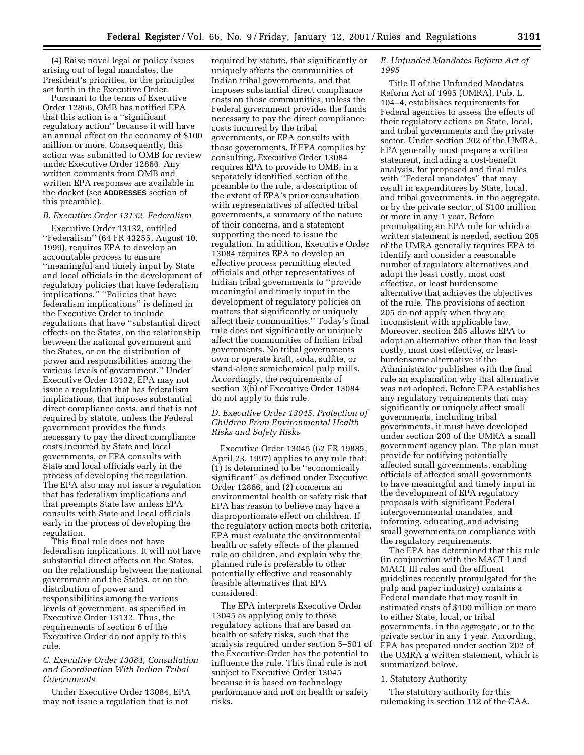(4) Raise novel legal or policy issues arising out of legal mandates, the President's priorities, or the principles set forth in the Executive Order.

Pursuant to the terms of Executive Order 12866, OMB has notified EPA that this action is a "significant regulatory action" because it will have an annual effect on the economy of $100 million or more. Consequently, this action was submitted to OMB for review under Executive Order 12866. Any written comments from OMB and written EPA responses are available in the docket (see **ADDRESSES** section of this preamble).

### *B. Executive Order 13132, Federalism*

Executive Order 13132, entitled "Federalism" (64 FR 43255, August 10, 1999), requires EPA to develop an accountable process to ensure "meaningful and timely input by State and local officials in the development of regulatory policies that have federalism implications." "Policies that have federalism implications" is defined in the Executive Order to include regulations that have "substantial direct effects on the States, on the relationship between the national government and the States, or on the distribution of power and responsibilities among the various levels of government." Under Executive Order 13132, EPA may not issue a regulation that has federalism implications, that imposes substantial direct compliance costs, and that is not required by statute, unless the Federal government provides the funds necessary to pay the direct compliance costs incurred by State and local governments, or EPA consults with State and local officials early in the process of developing the regulation. The EPA also may not issue a regulation that has federalism implications and that preempts State law unless EPA consults with State and local officials early in the process of developing the regulation.

This final rule does not have federalism implications. It will not have substantial direct effects on the States, on the relationship between the national government and the States, or on the distribution of power and responsibilities among the various levels of government, as specified in Executive Order 13132. Thus, the requirements of section 6 of the Executive Order do not apply to this rule.

### *C. Executive Order 13084, Consultation and Coordination With Indian Tribal Governments*

Under Executive Order 13084, EPA may not issue a regulation that is not required by statute, that significantly or uniquely affects the communities of Indian tribal governments, and that imposes substantial direct compliance costs on those communities, unless the Federal government provides the funds necessary to pay the direct compliance costs incurred by the tribal governments, or EPA consults with those governments. If EPA complies by consulting, Executive Order 13084 requires EPA to provide to OMB, in a separately identified section of the preamble to the rule, a description of the extent of EPA's prior consultation with representatives of affected tribal governments, a summary of the nature of their concerns, and a statement supporting the need to issue the regulation. In addition, Executive Order 13084 requires EPA to develop an effective process permitting elected officials and other representatives of Indian tribal governments to "provide meaningful and timely input in the development of regulatory policies on matters that significantly or uniquely affect their communities." Today's final rule does not significantly or uniquely affect the communities of Indian tribal governments. No tribal governments own or operate kraft, soda, sulfite, or stand-alone semichemical pulp mills. Accordingly, the requirements of section 3(b) of Executive Order 13084 do not apply to this rule.

### *D. Executive Order 13045, Protection of Children From Environmental Health Risks and Safety Risks*

Executive Order 13045 (62 FR 19885, April 23, 1997) applies to any rule that: (1) Is determined to be "economically significant" as defined under Executive Order 12866, and (2) concerns an environmental health or safety risk that EPA has reason to believe may have a disproportionate effect on children. If the regulatory action meets both criteria, EPA must evaluate the environmental health or safety effects of the planned rule on children, and explain why the planned rule is preferable to other potentially effective and reasonably feasible alternatives that EPA considered.

The EPA interprets Executive Order 13045 as applying only to those regulatory actions that are based on health or safety risks, such that the analysis required under section 5–501 of the Executive Order has the potential to influence the rule. This final rule is not subject to Executive Order 13045 because it is based on technology performance and not on health or safety risks.

### *E. Unfunded Mandates Reform Act of 1995*

Title II of the Unfunded Mandates Reform Act of 1995 (UMRA), Pub. L. 104–4, establishes requirements for Federal agencies to assess the effects of their regulatory actions on State, local, and tribal governments and the private sector. Under section 202 of the UMRA, EPA generally must prepare a written statement, including a cost-benefit analysis, for proposed and final rules with "Federal mandates" that may result in expenditures by State, local, and tribal governments, in the aggregate, or by the private sector, of $100 million or more in any 1 year. Before promulgating an EPA rule for which a written statement is needed, section 205 of the UMRA generally requires EPA to identify and consider a reasonable number of regulatory alternatives and adopt the least costly, most cost effective, or least burdensome alternative that achieves the objectives of the rule. The provisions of section 205 do not apply when they are inconsistent with applicable law. Moreover, section 205 allows EPA to adopt an alternative other than the least costly, most cost effective, or least-burdensome alternative if the Administrator publishes with the final rule an explanation why that alternative was not adopted. Before EPA establishes any regulatory requirements that may significantly or uniquely affect small governments, including tribal governments, it must have developed under section 203 of the UMRA a small government agency plan. The plan must provide for notifying potentially affected small governments, enabling officials of affected small governments to have meaningful and timely input in the development of EPA regulatory proposals with significant Federal intergovernmental mandates, and informing, educating, and advising small governments on compliance with the regulatory requirements.

The EPA has determined that this rule (in conjunction with the MACT I and MACT III rules and the effluent guidelines recently promulgated for the pulp and paper industry) contains a Federal mandate that may result in estimated costs of $100 million or more to either State, local, or tribal governments, in the aggregate, or to the private sector in any 1 year. According, EPA has prepared under section 202 of the UMRA a written statement, which is summarized below.

1. Statutory Authority

The statutory authority for this rulemaking is section 112 of the CAA.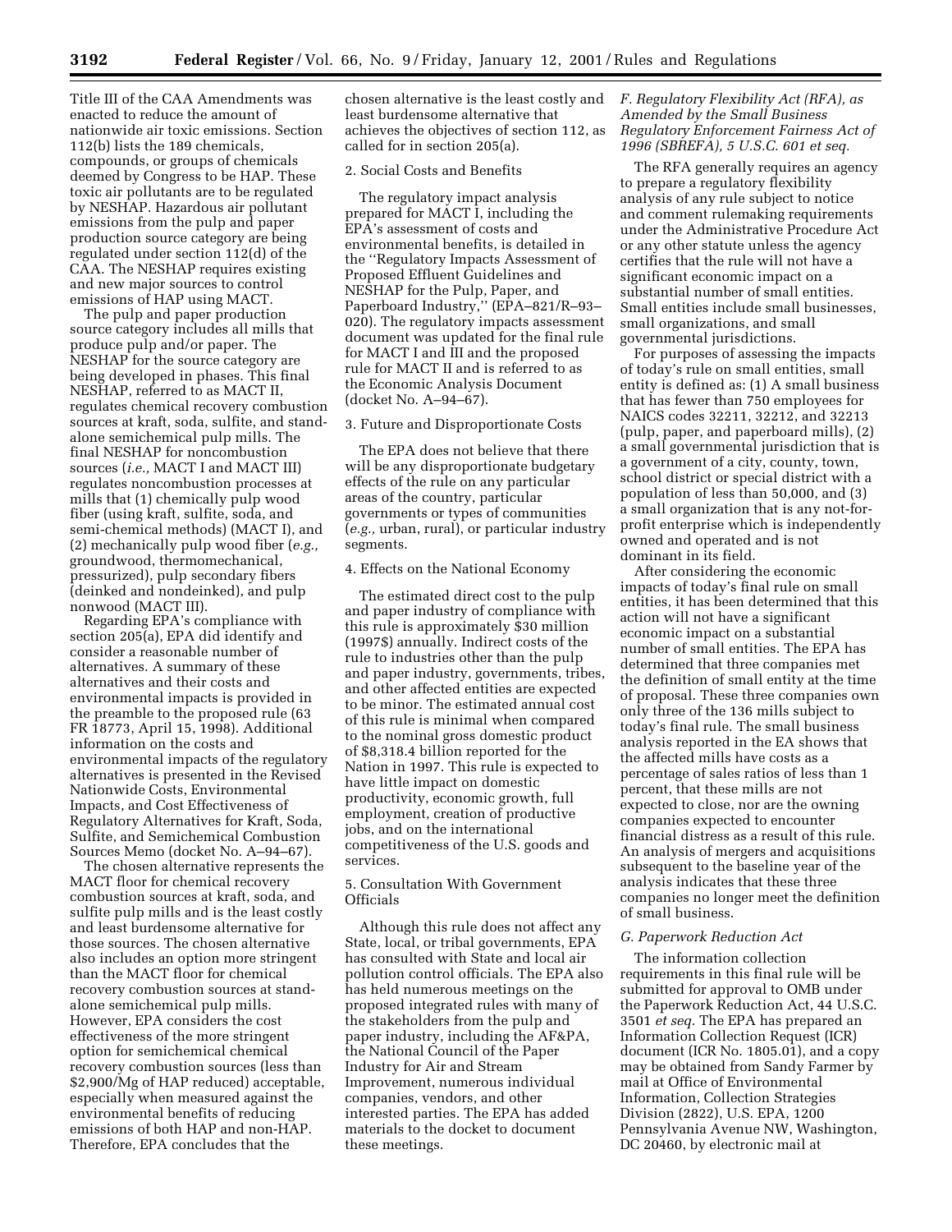Title III of the CAA Amendments was enacted to reduce the amount of nationwide air toxic emissions. Section 112(b) lists the 189 chemicals, compounds, or groups of chemicals deemed by Congress to be HAP. These toxic air pollutants are to be regulated by NESHAP. Hazardous air pollutant emissions from the pulp and paper production source category are being regulated under section 112(d) of the CAA. The NESHAP requires existing and new major sources to control emissions of HAP using MACT.

The pulp and paper production source category includes all mills that produce pulp and/or paper. The NESHAP for the source category are being developed in phases. This final NESHAP, referred to as MACT II, regulates chemical recovery combustion sources at kraft, soda, sulfite, and stand-alone semichemical pulp mills. The final NESHAP for noncombustion sources (*i.e.,* MACT I and MACT III) regulates noncombustion processes at mills that (1) chemically pulp wood fiber (using kraft, sulfite, soda, and semi-chemical methods) (MACT I), and (2) mechanically pulp wood fiber (*e.g.,* groundwood, thermomechanical, pressurized), pulp secondary fibers (deinked and nondeinked), and pulp nonwood (MACT III).

Regarding EPA's compliance with section 205(a), EPA did identify and consider a reasonable number of alternatives. A summary of these alternatives and their costs and environmental impacts is provided in the preamble to the proposed rule (63 FR 18773, April 15, 1998). Additional information on the costs and environmental impacts of the regulatory alternatives is presented in the Revised Nationwide Costs, Environmental Impacts, and Cost Effectiveness of Regulatory Alternatives for Kraft, Soda, Sulfite, and Semichemical Combustion Sources Memo (docket No. A–94–67).

The chosen alternative represents the MACT floor for chemical recovery combustion sources at kraft, soda, and sulfite pulp mills and is the least costly and least burdensome alternative for those sources. The chosen alternative also includes an option more stringent than the MACT floor for chemical recovery combustion sources at stand-alone semichemical pulp mills. However, EPA considers the cost effectiveness of the more stringent option for semichemical chemical recovery combustion sources (less than $2,900/Mg of HAP reduced) acceptable, especially when measured against the environmental benefits of reducing emissions of both HAP and non-HAP. Therefore, EPA concludes that the chosen alternative is the least costly and least burdensome alternative that achieves the objectives of section 112, as called for in section 205(a).

2. Social Costs and Benefits

The regulatory impact analysis prepared for MACT I, including the EPA's assessment of costs and environmental benefits, is detailed in the "Regulatory Impacts Assessment of Proposed Effluent Guidelines and NESHAP for the Pulp, Paper, and Paperboard Industry," (EPA–821/R–93–020). The regulatory impacts assessment document was updated for the final rule for MACT I and III and the proposed rule for MACT II and is referred to as the Economic Analysis Document (docket No. A–94–67).

3. Future and Disproportionate Costs

The EPA does not believe that there will be any disproportionate budgetary effects of the rule on any particular areas of the country, particular governments or types of communities (*e.g.,* urban, rural), or particular industry segments.

4. Effects on the National Economy

The estimated direct cost to the pulp and paper industry of compliance with this rule is approximately $30 million (1997$) annually. Indirect costs of the rule to industries other than the pulp and paper industry, governments, tribes, and other affected entities are expected to be minor. The estimated annual cost of this rule is minimal when compared to the nominal gross domestic product of $8,318.4 billion reported for the Nation in 1997. This rule is expected to have little impact on domestic productivity, economic growth, full employment, creation of productive jobs, and on the international competitiveness of the U.S. goods and services.

5. Consultation With Government Officials

Although this rule does not affect any State, local, or tribal governments, EPA has consulted with State and local air pollution control officials. The EPA also has held numerous meetings on the proposed integrated rules with many of the stakeholders from the pulp and paper industry, including the AF&PA, the National Council of the Paper Industry for Air and Stream Improvement, numerous individual companies, vendors, and other interested parties. The EPA has added materials to the docket to document these meetings.

### *F. Regulatory Flexibility Act (RFA), as Amended by the Small Business Regulatory Enforcement Fairness Act of 1996 (SBREFA), 5 U.S.C. 601 et seq.*

The RFA generally requires an agency to prepare a regulatory flexibility analysis of any rule subject to notice and comment rulemaking requirements under the Administrative Procedure Act or any other statute unless the agency certifies that the rule will not have a significant economic impact on a substantial number of small entities. Small entities include small businesses, small organizations, and small governmental jurisdictions.

For purposes of assessing the impacts of today's rule on small entities, small entity is defined as: (1) A small business that has fewer than 750 employees for NAICS codes 32211, 32212, and 32213 (pulp, paper, and paperboard mills), (2) a small governmental jurisdiction that is a government of a city, county, town, school district or special district with a population of less than 50,000, and (3) a small organization that is any not-for-profit enterprise which is independently owned and operated and is not dominant in its field.

After considering the economic impacts of today's final rule on small entities, it has been determined that this action will not have a significant economic impact on a substantial number of small entities. The EPA has determined that three companies met the definition of small entity at the time of proposal. These three companies own only three of the 136 mills subject to today's final rule. The small business analysis reported in the EA shows that the affected mills have costs as a percentage of sales ratios of less than 1 percent, that these mills are not expected to close, nor are the owning companies expected to encounter financial distress as a result of this rule. An analysis of mergers and acquisitions subsequent to the baseline year of the analysis indicates that these three companies no longer meet the definition of small business.

### *G. Paperwork Reduction Act*

The information collection requirements in this final rule will be submitted for approval to OMB under the Paperwork Reduction Act, 44 U.S.C. 3501 *et seq.* The EPA has prepared an Information Collection Request (ICR) document (ICR No. 1805.01), and a copy may be obtained from Sandy Farmer by mail at Office of Environmental Information, Collection Strategies Division (2822), U.S. EPA, 1200 Pennsylvania Avenue NW, Washington, DC 20460, by electronic mail at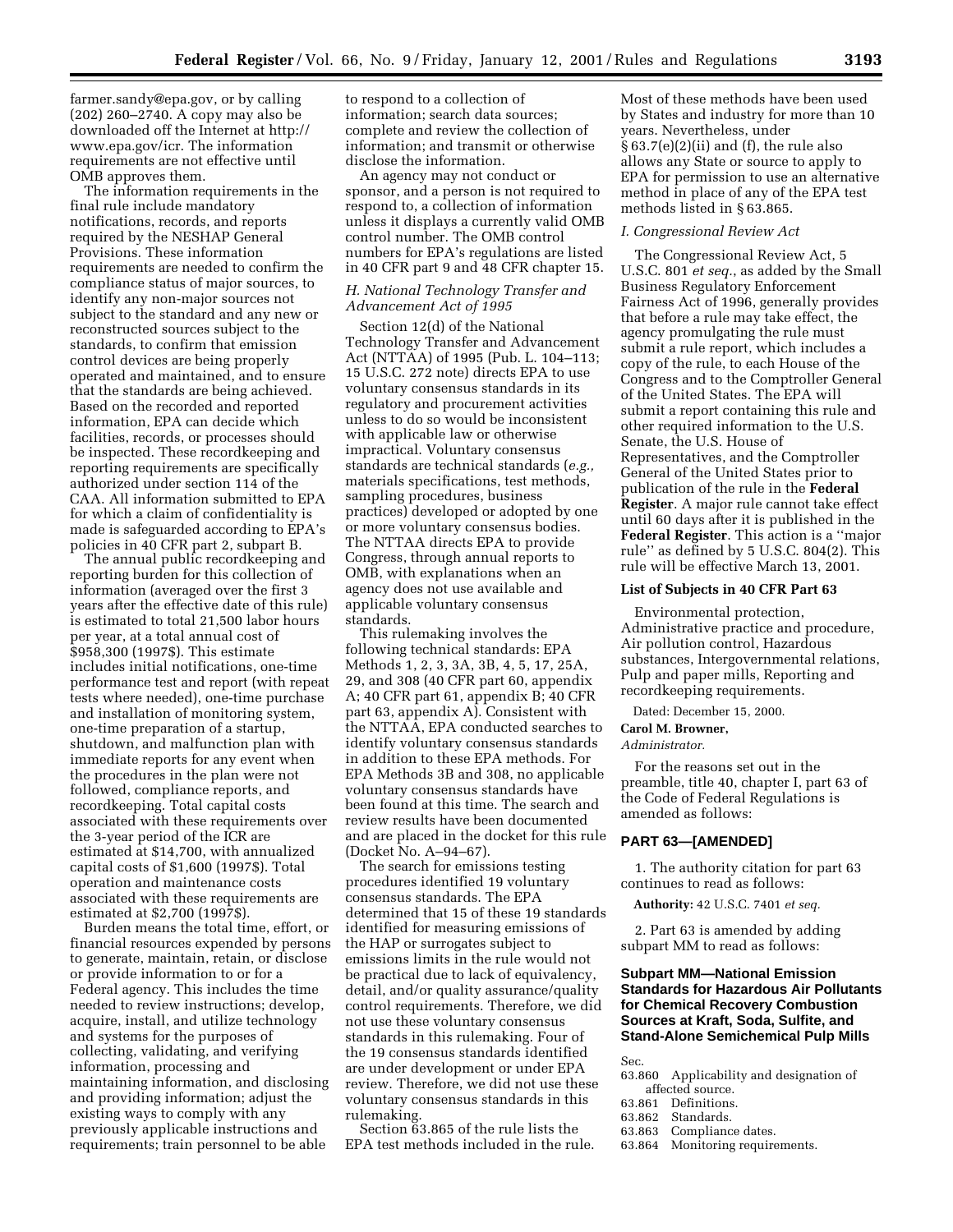farmer.sandy@epa.gov, or by calling (202) 260–2740. A copy may also be downloaded off the Internet at http://www.epa.gov/icr. The information requirements are not effective until OMB approves them.

The information requirements in the final rule include mandatory notifications, records, and reports required by the NESHAP General Provisions. These information requirements are needed to confirm the compliance status of major sources, to identify any non-major sources not subject to the standard and any new or reconstructed sources subject to the standards, to confirm that emission control devices are being properly operated and maintained, and to ensure that the standards are being achieved. Based on the recorded and reported information, EPA can decide which facilities, records, or processes should be inspected. These recordkeeping and reporting requirements are specifically authorized under section 114 of the CAA. All information submitted to EPA for which a claim of confidentiality is made is safeguarded according to EPA's policies in 40 CFR part 2, subpart B.

The annual public recordkeeping and reporting burden for this collection of information (averaged over the first 3 years after the effective date of this rule) is estimated to total 21,500 labor hours per year, at a total annual cost of $958,300 (1997$). This estimate includes initial notifications, one-time performance test and report (with repeat tests where needed), one-time purchase and installation of monitoring system, one-time preparation of a startup, shutdown, and malfunction plan with immediate reports for any event when the procedures in the plan were not followed, compliance reports, and recordkeeping. Total capital costs associated with these requirements over the 3-year period of the ICR are estimated at $14,700, with annualized capital costs of $1,600 (1997$). Total operation and maintenance costs associated with these requirements are estimated at $2,700 (1997$).

Burden means the total time, effort, or financial resources expended by persons to generate, maintain, retain, or disclose or provide information to or for a Federal agency. This includes the time needed to review instructions; develop, acquire, install, and utilize technology and systems for the purposes of collecting, validating, and verifying information, processing and maintaining information, and disclosing and providing information; adjust the existing ways to comply with any previously applicable instructions and requirements; train personnel to be able to respond to a collection of information; search data sources; complete and review the collection of information; and transmit or otherwise disclose the information.

An agency may not conduct or sponsor, and a person is not required to respond to, a collection of information unless it displays a currently valid OMB control number. The OMB control numbers for EPA's regulations are listed in 40 CFR part 9 and 48 CFR chapter 15.

### *H. National Technology Transfer and Advancement Act of 1995*

Section 12(d) of the National Technology Transfer and Advancement Act (NTTAA) of 1995 (Pub. L. 104–113; 15 U.S.C. 272 note) directs EPA to use voluntary consensus standards in its regulatory and procurement activities unless to do so would be inconsistent with applicable law or otherwise impractical. Voluntary consensus standards are technical standards (*e.g.,* materials specifications, test methods, sampling procedures, business practices) developed or adopted by one or more voluntary consensus bodies. The NTTAA directs EPA to provide Congress, through annual reports to OMB, with explanations when an agency does not use available and applicable voluntary consensus standards.

This rulemaking involves the following technical standards: EPA Methods 1, 2, 3, 3A, 3B, 4, 5, 17, 25A, 29, and 308 (40 CFR part 60, appendix A; 40 CFR part 61, appendix B; 40 CFR part 63, appendix A). Consistent with the NTTAA, EPA conducted searches to identify voluntary consensus standards in addition to these EPA methods. For EPA Methods 3B and 308, no applicable voluntary consensus standards have been found at this time. The search and review results have been documented and are placed in the docket for this rule (Docket No. A–94–67).

The search for emissions testing procedures identified 19 voluntary consensus standards. The EPA determined that 15 of these 19 standards identified for measuring emissions of the HAP or surrogates subject to emissions limits in the rule would not be practical due to lack of equivalency, detail, and/or quality assurance/quality control requirements. Therefore, we did not use these voluntary consensus standards in this rulemaking. Four of the 19 consensus standards identified are under development or under EPA review. Therefore, we did not use these voluntary consensus standards in this rulemaking.

Section 63.865 of the rule lists the EPA test methods included in the rule. Most of these methods have been used by States and industry for more than 10 years. Nevertheless, under § 63.7(e)(2)(ii) and (f), the rule also allows any State or source to apply to EPA for permission to use an alternative method in place of any of the EPA test methods listed in § 63.865.

### *I. Congressional Review Act*

The Congressional Review Act, 5 U.S.C. 801 *et seq.*, as added by the Small Business Regulatory Enforcement Fairness Act of 1996, generally provides that before a rule may take effect, the agency promulgating the rule must submit a rule report, which includes a copy of the rule, to each House of the Congress and to the Comptroller General of the United States. The EPA will submit a report containing this rule and other required information to the U.S. Senate, the U.S. House of Representatives, and the Comptroller General of the United States prior to publication of the rule in the **Federal Register**. A major rule cannot take effect until 60 days after it is published in the **Federal Register**. This action is a ''major rule'' as defined by 5 U.S.C. 804(2). This rule will be effective March 13, 2001.

### List of Subjects in 40 CFR Part 63

Environmental protection, Administrative practice and procedure, Air pollution control, Hazardous substances, Intergovernmental relations, Pulp and paper mills, Reporting and recordkeeping requirements.

Dated: December 15, 2000.

**Carol M. Browner,**

*Administrator.*

For the reasons set out in the preamble, title 40, chapter I, part 63 of the Code of Federal Regulations is amended as follows:

## PART 63—[AMENDED]

1. The authority citation for part 63 continues to read as follows:

**Authority:** 42 U.S.C. 7401 *et seq.*

2. Part 63 is amended by adding subpart MM to read as follows:

## Subpart MM—National Emission Standards for Hazardous Air Pollutants for Chemical Recovery Combustion Sources at Kraft, Soda, Sulfite, and Stand-Alone Semichemical Pulp Mills

Sec.

63.860 Applicability and designation of affected source.
63.861 Definitions.
63.862 Standards.
63.863 Compliance dates.
63.864 Monitoring requirements.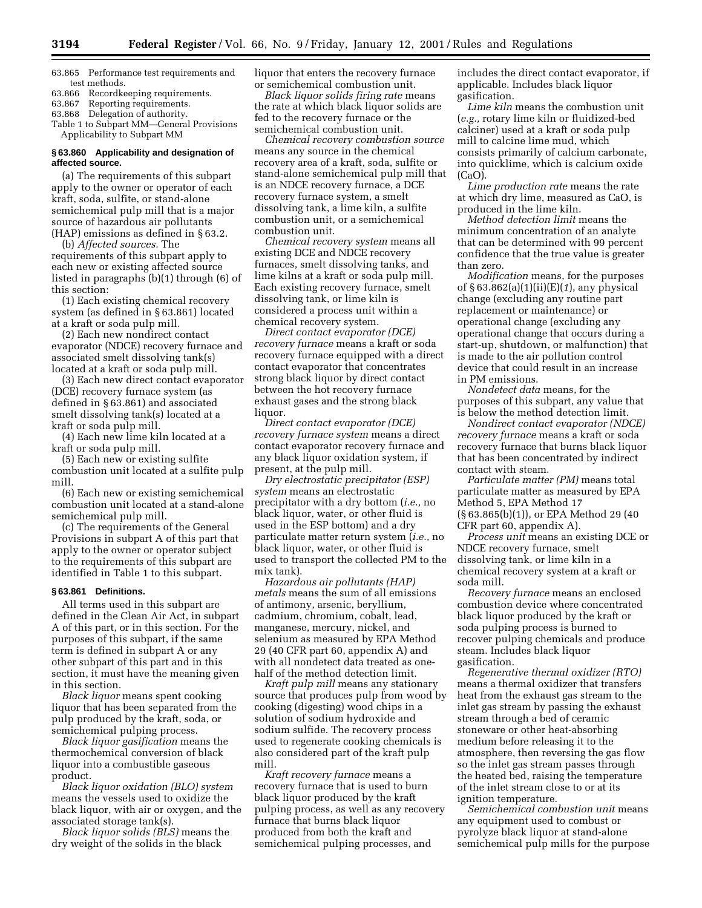63.865 Performance test requirements and test methods.
63.866 Recordkeeping requirements.
63.867 Reporting requirements.
63.868 Delegation of authority.
Table 1 to Subpart MM—General Provisions Applicability to Subpart MM

### § 63.860 Applicability and designation of affected source.

(a) The requirements of this subpart apply to the owner or operator of each kraft, soda, sulfite, or stand-alone semichemical pulp mill that is a major source of hazardous air pollutants (HAP) emissions as defined in § 63.2.

(b) *Affected sources.* The requirements of this subpart apply to each new or existing affected source listed in paragraphs (b)(1) through (6) of this section:

(1) Each existing chemical recovery system (as defined in § 63.861) located at a kraft or soda pulp mill.

(2) Each new nondirect contact evaporator (NDCE) recovery furnace and associated smelt dissolving tank(s) located at a kraft or soda pulp mill.

(3) Each new direct contact evaporator (DCE) recovery furnace system (as defined in § 63.861) and associated smelt dissolving tank(s) located at a kraft or soda pulp mill.

(4) Each new lime kiln located at a kraft or soda pulp mill.

(5) Each new or existing sulfite combustion unit located at a sulfite pulp mill.

(6) Each new or existing semichemical combustion unit located at a stand-alone semichemical pulp mill.

(c) The requirements of the General Provisions in subpart A of this part that apply to the owner or operator subject to the requirements of this subpart are identified in Table 1 to this subpart.

### § 63.861 Definitions.

All terms used in this subpart are defined in the Clean Air Act, in subpart A of this part, or in this section. For the purposes of this subpart, if the same term is defined in subpart A or any other subpart of this part and in this section, it must have the meaning given in this section.

*Black liquor* means spent cooking liquor that has been separated from the pulp produced by the kraft, soda, or semichemical pulping process.

*Black liquor gasification* means the thermochemical conversion of black liquor into a combustible gaseous product.

*Black liquor oxidation (BLO) system* means the vessels used to oxidize the black liquor, with air or oxygen, and the associated storage tank(s).

*Black liquor solids (BLS)* means the dry weight of the solids in the black liquor that enters the recovery furnace or semichemical combustion unit.

*Black liquor solids firing rate* means the rate at which black liquor solids are fed to the recovery furnace or the semichemical combustion unit.

*Chemical recovery combustion source* means any source in the chemical recovery area of a kraft, soda, sulfite or stand-alone semichemical pulp mill that is an NDCE recovery furnace, a DCE recovery furnace system, a smelt dissolving tank, a lime kiln, a sulfite combustion unit, or a semichemical combustion unit.

*Chemical recovery system* means all existing DCE and NDCE recovery furnaces, smelt dissolving tanks, and lime kilns at a kraft or soda pulp mill. Each existing recovery furnace, smelt dissolving tank, or lime kiln is considered a process unit within a chemical recovery system.

*Direct contact evaporator (DCE) recovery furnace* means a kraft or soda recovery furnace equipped with a direct contact evaporator that concentrates strong black liquor by direct contact between the hot recovery furnace exhaust gases and the strong black liquor.

*Direct contact evaporator (DCE) recovery furnace system* means a direct contact evaporator recovery furnace and any black liquor oxidation system, if present, at the pulp mill.

*Dry electrostatic precipitator (ESP) system* means an electrostatic precipitator with a dry bottom (*i.e.,* no black liquor, water, or other fluid is used in the ESP bottom) and a dry particulate matter return system (*i.e.,* no black liquor, water, or other fluid is used to transport the collected PM to the mix tank).

*Hazardous air pollutants (HAP) metals* means the sum of all emissions of antimony, arsenic, beryllium, cadmium, chromium, cobalt, lead, manganese, mercury, nickel, and selenium as measured by EPA Method 29 (40 CFR part 60, appendix A) and with all nondetect data treated as one-half of the method detection limit.

*Kraft pulp mill* means any stationary source that produces pulp from wood by cooking (digesting) wood chips in a solution of sodium hydroxide and sodium sulfide. The recovery process used to regenerate cooking chemicals is also considered part of the kraft pulp mill.

*Kraft recovery furnace* means a recovery furnace that is used to burn black liquor produced by the kraft pulping process, as well as any recovery furnace that burns black liquor produced from both the kraft and semichemical pulping processes, and includes the direct contact evaporator, if applicable. Includes black liquor gasification.

*Lime kiln* means the combustion unit (*e.g.,* rotary lime kiln or fluidized-bed calciner) used at a kraft or soda pulp mill to calcine lime mud, which consists primarily of calcium carbonate, into quicklime, which is calcium oxide (CaO).

*Lime production rate* means the rate at which dry lime, measured as CaO, is produced in the lime kiln.

*Method detection limit* means the minimum concentration of an analyte that can be determined with 99 percent confidence that the true value is greater than zero.

*Modification* means, for the purposes of § 63.862(a)(1)(ii)(E)(*1*), any physical change (excluding any routine part replacement or maintenance) or operational change (excluding any operational change that occurs during a start-up, shutdown, or malfunction) that is made to the air pollution control device that could result in an increase in PM emissions.

*Nondetect data* means, for the purposes of this subpart, any value that is below the method detection limit.

*Nondirect contact evaporator (NDCE) recovery furnace* means a kraft or soda recovery furnace that burns black liquor that has been concentrated by indirect contact with steam.

*Particulate matter (PM)* means total particulate matter as measured by EPA Method 5, EPA Method 17 (§ 63.865(b)(1)), or EPA Method 29 (40 CFR part 60, appendix A).

*Process unit* means an existing DCE or NDCE recovery furnace, smelt dissolving tank, or lime kiln in a chemical recovery system at a kraft or soda mill.

*Recovery furnace* means an enclosed combustion device where concentrated black liquor produced by the kraft or soda pulping process is burned to recover pulping chemicals and produce steam. Includes black liquor gasification.

*Regenerative thermal oxidizer (RTO)* means a thermal oxidizer that transfers heat from the exhaust gas stream to the inlet gas stream by passing the exhaust stream through a bed of ceramic stoneware or other heat-absorbing medium before releasing it to the atmosphere, then reversing the gas flow so the inlet gas stream passes through the heated bed, raising the temperature of the inlet stream close to or at its ignition temperature.

*Semichemical combustion unit* means any equipment used to combust or pyrolyze black liquor at stand-alone semichemical pulp mills for the purpose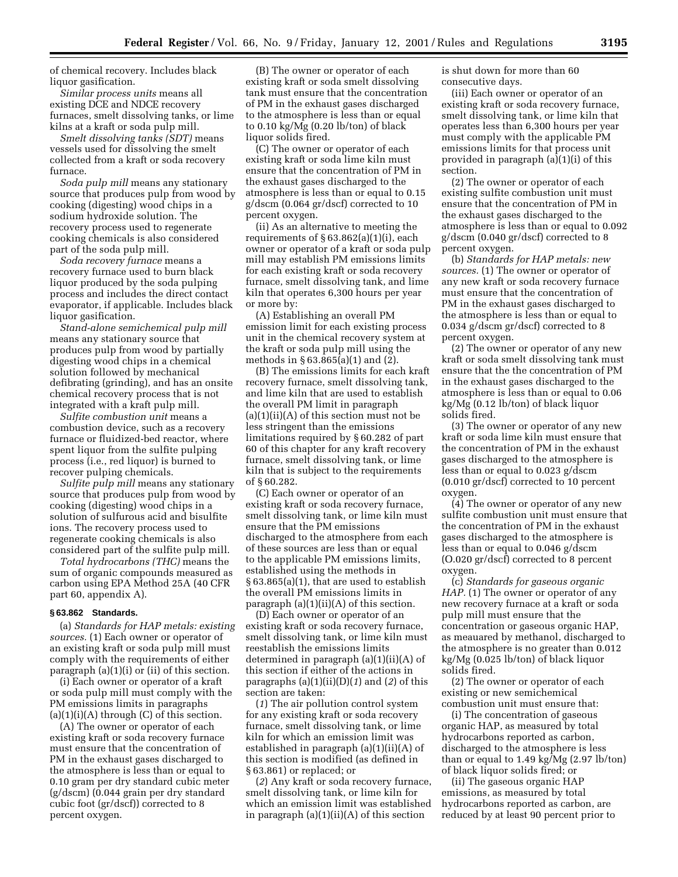of chemical recovery. Includes black liquor gasification.

*Similar process units* means all existing DCE and NDCE recovery furnaces, smelt dissolving tanks, or lime kilns at a kraft or soda pulp mill.

*Smelt dissolving tanks (SDT)* means vessels used for dissolving the smelt collected from a kraft or soda recovery furnace.

*Soda pulp mill* means any stationary source that produces pulp from wood by cooking (digesting) wood chips in a sodium hydroxide solution. The recovery process used to regenerate cooking chemicals is also considered part of the soda pulp mill.

*Soda recovery furnace* means a recovery furnace used to burn black liquor produced by the soda pulping process and includes the direct contact evaporator, if applicable. Includes black liquor gasification.

*Stand-alone semichemical pulp mill* means any stationary source that produces pulp from wood by partially digesting wood chips in a chemical solution followed by mechanical defibrating (grinding), and has an onsite chemical recovery process that is not integrated with a kraft pulp mill.

*Sulfite combustion unit* means a combustion device, such as a recovery furnace or fluidized-bed reactor, where spent liquor from the sulfite pulping process (i.e., red liquor) is burned to recover pulping chemicals.

*Sulfite pulp mill* means any stationary source that produces pulp from wood by cooking (digesting) wood chips in a solution of sulfurous acid and bisulfite ions. The recovery process used to regenerate cooking chemicals is also considered part of the sulfite pulp mill.

*Total hydrocarbons (THC)* means the sum of organic compounds measured as carbon using EPA Method 25A (40 CFR part 60, appendix A).

### § 63.862 Standards.

(a) *Standards for HAP metals: existing sources.* (1) Each owner or operator of an existing kraft or soda pulp mill must comply with the requirements of either paragraph (a)(1)(i) or (ii) of this section.

(i) Each owner or operator of a kraft or soda pulp mill must comply with the PM emissions limits in paragraphs (a)(1)(i)(A) through (C) of this section.

(A) The owner or operator of each existing kraft or soda recovery furnace must ensure that the concentration of PM in the exhaust gases discharged to the atmosphere is less than or equal to 0.10 gram per dry standard cubic meter (g/dscm) (0.044 grain per dry standard cubic foot (gr/dscf)) corrected to 8 percent oxygen.

(B) The owner or operator of each existing kraft or soda smelt dissolving tank must ensure that the concentration of PM in the exhaust gases discharged to the atmosphere is less than or equal to 0.10 kg/Mg (0.20 lb/ton) of black liquor solids fired.

(C) The owner or operator of each existing kraft or soda lime kiln must ensure that the concentration of PM in the exhaust gases discharged to the atmosphere is less than or equal to 0.15 g/dscm (0.064 gr/dscf) corrected to 10 percent oxygen.

(ii) As an alternative to meeting the requirements of § 63.862(a)(1)(i), each owner or operator of a kraft or soda pulp mill may establish PM emissions limits for each existing kraft or soda recovery furnace, smelt dissolving tank, and lime kiln that operates 6,300 hours per year or more by:

(A) Establishing an overall PM emission limit for each existing process unit in the chemical recovery system at the kraft or soda pulp mill using the methods in § 63.865(a)(1) and (2).

(B) The emissions limits for each kraft recovery furnace, smelt dissolving tank, and lime kiln that are used to establish the overall PM limit in paragraph (a)(1)(ii)(A) of this section must not be less stringent than the emissions limitations required by § 60.282 of part 60 of this chapter for any kraft recovery furnace, smelt dissolving tank, or lime kiln that is subject to the requirements of § 60.282.

(C) Each owner or operator of an existing kraft or soda recovery furnace, smelt dissolving tank, or lime kiln must ensure that the PM emissions discharged to the atmosphere from each of these sources are less than or equal to the applicable PM emissions limits, established using the methods in § 63.865(a)(1), that are used to establish the overall PM emissions limits in paragraph (a)(1)(ii)(A) of this section.

(D) Each owner or operator of an existing kraft or soda recovery furnace, smelt dissolving tank, or lime kiln must reestablish the emissions limits determined in paragraph (a)(1)(ii)(A) of this section if either of the actions in paragraphs (a)(1)(ii)(D)(*1*) and (*2*) of this section are taken:

(*1*) The air pollution control system for any existing kraft or soda recovery furnace, smelt dissolving tank, or lime kiln for which an emission limit was established in paragraph (a)(1)(ii)(A) of this section is modified (as defined in § 63.861) or replaced; or

(*2*) Any kraft or soda recovery furnace, smelt dissolving tank, or lime kiln for which an emission limit was established in paragraph (a)(1)(ii)(A) of this section is shut down for more than 60 consecutive days.

(iii) Each owner or operator of an existing kraft or soda recovery furnace, smelt dissolving tank, or lime kiln that operates less than 6,300 hours per year must comply with the applicable PM emissions limits for that process unit provided in paragraph (a)(1)(i) of this section.

(2) The owner or operator of each existing sulfite combustion unit must ensure that the concentration of PM in the exhaust gases discharged to the atmosphere is less than or equal to 0.092 g/dscm (0.040 gr/dscf) corrected to 8 percent oxygen.

(b) *Standards for HAP metals: new sources.* (1) The owner or operator of any new kraft or soda recovery furnace must ensure that the concentration of PM in the exhaust gases discharged to the atmosphere is less than or equal to 0.034 g/dscm gr/dscf) corrected to 8 percent oxygen.

(2) The owner or operator of any new kraft or soda smelt dissolving tank must ensure that the the concentration of PM in the exhaust gases discharged to the atmosphere is less than or equal to 0.06 kg/Mg (0.12 lb/ton) of black liquor solids fired.

(3) The owner or operator of any new kraft or soda lime kiln must ensure that the concentration of PM in the exhaust gases discharged to the atmosphere is less than or equal to 0.023 g/dscm (0.010 gr/dscf) corrected to 10 percent oxygen.

(4) The owner or operator of any new sulfite combustion unit must ensure that the concentration of PM in the exhaust gases discharged to the atmosphere is less than or equal to 0.046 g/dscm (O.020 gr/dscf) corrected to 8 percent oxygen.

(c) *Standards for gaseous organic HAP.* (1) The owner or operator of any new recovery furnace at a kraft or soda pulp mill must ensure that the concentration or gaseous organic HAP, as meauared by methanol, discharged to the atmosphere is no greater than 0.012 kg/Mg (0.025 lb/ton) of black liquor solids fired.

(2) The owner or operator of each existing or new semichemical combustion unit must ensure that:

(i) The concentration of gaseous organic HAP, as measured by total hydrocarbons reported as carbon, discharged to the atmosphere is less than or equal to 1.49 kg/Mg (2.97 lb/ton) of black liquor solids fired; or

(ii) The gaseous organic HAP emissions, as measured by total hydrocarbons reported as carbon, are reduced by at least 90 percent prior to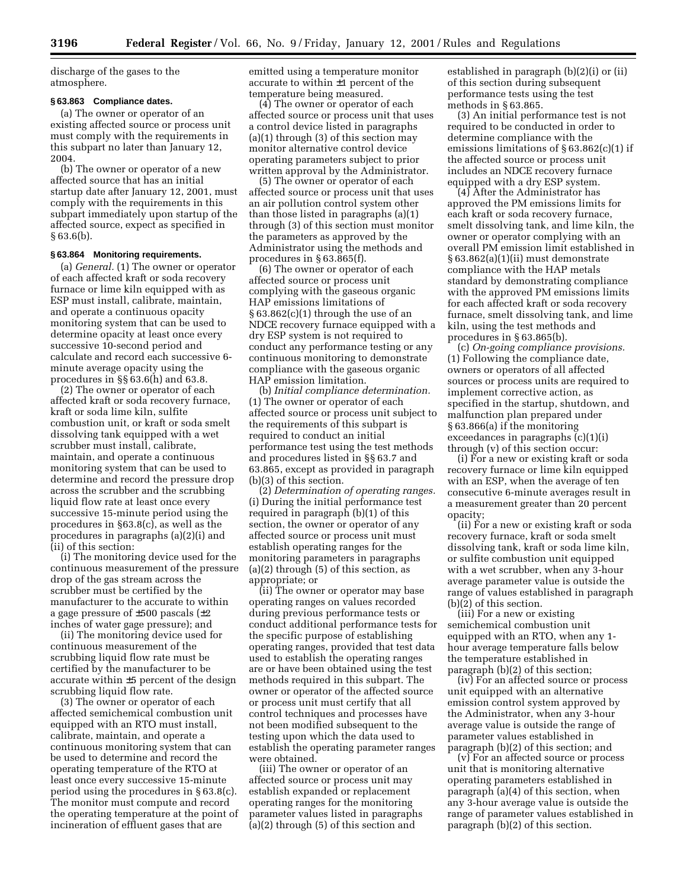discharge of the gases to the atmosphere.

### § 63.863 Compliance dates.

(a) The owner or operator of an existing affected source or process unit must comply with the requirements in this subpart no later than January 12, 2004.

(b) The owner or operator of a new affected source that has an initial startup date after January 12, 2001, must comply with the requirements in this subpart immediately upon startup of the affected source, expect as specified in § 63.6(b).

### § 63.864 Monitoring requirements.

(a) *General.* (1) The owner or operator of each affected kraft or soda recovery furnace or lime kiln equipped with as ESP must install, calibrate, maintain, and operate a continuous opacity monitoring system that can be used to determine opacity at least once every successive 10-second period and calculate and record each successive 6-minute average opacity using the procedures in §§ 63.6(h) and 63.8.

(2) The owner or operator of each affected kraft or soda recovery furnace, kraft or soda lime kiln, sulfite combustion unit, or kraft or soda smelt dissolving tank equipped with a wet scrubber must install, calibrate, maintain, and operate a continuous monitoring system that can be used to determine and record the pressure drop across the scrubber and the scrubbing liquid flow rate at least once every successive 15-minute period using the procedures in §63.8(c), as well as the procedures in paragraphs (a)(2)(i) and (ii) of this section:

(i) The monitoring device used for the continuous measurement of the pressure drop of the gas stream across the scrubber must be certified by the manufacturer to the accurate to within a gage pressure of ±500 pascals (±2 inches of water gage pressure); and

(ii) The monitoring device used for continuous measurement of the scrubbing liquid flow rate must be certified by the manufacturer to be accurate within ±5 percent of the design scrubbing liquid flow rate.

(3) The owner or operator of each affected semichemical combustion unit equipped with an RTO must install, calibrate, maintain, and operate a continuous monitoring system that can be used to determine and record the operating temperature of the RTO at least once every successive 15-minute period using the procedures in § 63.8(c). The monitor must compute and record the operating temperature at the point of incineration of effluent gases that are emitted using a temperature monitor accurate to within ±1 percent of the temperature being measured.

(4) The owner or operator of each affected source or process unit that uses a control device listed in paragraphs (a)(1) through (3) of this section may monitor alternative control device operating parameters subject to prior written approval by the Administrator.

(5) The owner or operator of each affected source or process unit that uses an air pollution control system other than those listed in paragraphs (a)(1) through (3) of this section must monitor the parameters as approved by the Administrator using the methods and procedures in § 63.865(f).

(6) The owner or operator of each affected source or process unit complying with the gaseous organic HAP emissions limitations of § 63.862(c)(1) through the use of an NDCE recovery furnace equipped with a dry ESP system is not required to conduct any performance testing or any continuous monitoring to demonstrate compliance with the gaseous organic HAP emission limitation.

(b) *Initial compliance determination.* (1) The owner or operator of each affected source or process unit subject to the requirements of this subpart is required to conduct an initial performance test using the test methods and procedures listed in §§ 63.7 and 63.865, except as provided in paragraph (b)(3) of this section.

(2) *Determination of operating ranges.* (i) During the initial performance test required in paragraph (b)(1) of this section, the owner or operator of any affected source or process unit must establish operating ranges for the monitoring parameters in paragraphs (a)(2) through (5) of this section, as appropriate; or

(ii) The owner or operator may base operating ranges on values recorded during previous performance tests or conduct additional performance tests for the specific purpose of establishing operating ranges, provided that test data used to establish the operating ranges are or have been obtained using the test methods required in this subpart. The owner or operator of the affected source or process unit must certify that all control techniques and processes have not been modified subsequent to the testing upon which the data used to establish the operating parameter ranges were obtained.

(iii) The owner or operator of an affected source or process unit may establish expanded or replacement operating ranges for the monitoring parameter values listed in paragraphs (a)(2) through (5) of this section and established in paragraph (b)(2)(i) or (ii) of this section during subsequent performance tests using the test methods in § 63.865.

(3) An initial performance test is not required to be conducted in order to determine compliance with the emissions limitations of § 63.862(c)(1) if the affected source or process unit includes an NDCE recovery furnace equipped with a dry ESP system.

(4) After the Administrator has approved the PM emissions limits for each kraft or soda recovery furnace, smelt dissolving tank, and lime kiln, the owner or operator complying with an overall PM emission limit established in § 63.862(a)(1)(ii) must demonstrate compliance with the HAP metals standard by demonstrating compliance with the approved PM emissions limits for each affected kraft or soda recovery furnace, smelt dissolving tank, and lime kiln, using the test methods and procedures in § 63.865(b).

(c) *On-going compliance provisions.* (1) Following the compliance date, owners or operators of all affected sources or process units are required to implement corrective action, as specified in the startup, shutdown, and malfunction plan prepared under § 63.866(a) if the monitoring exceedances in paragraphs (c)(1)(i) through (v) of this section occur:

(i) For a new or existing kraft or soda recovery furnace or lime kiln equipped with an ESP, when the average of ten consecutive 6-minute averages result in a measurement greater than 20 percent opacity;

(ii) For a new or existing kraft or soda recovery furnace, kraft or soda smelt dissolving tank, kraft or soda lime kiln, or sulfite combustion unit equipped with a wet scrubber, when any 3-hour average parameter value is outside the range of values established in paragraph (b)(2) of this section.

(iii) For a new or existing semichemical combustion unit equipped with an RTO, when any 1-hour average temperature falls below the temperature established in paragraph (b)(2) of this section;

(iv) For an affected source or process unit equipped with an alternative emission control system approved by the Administrator, when any 3-hour average value is outside the range of parameter values established in paragraph (b)(2) of this section; and

(v) For an affected source or process unit that is monitoring alternative operating parameters established in paragraph (a)(4) of this section, when any 3-hour average value is outside the range of parameter values established in paragraph (b)(2) of this section.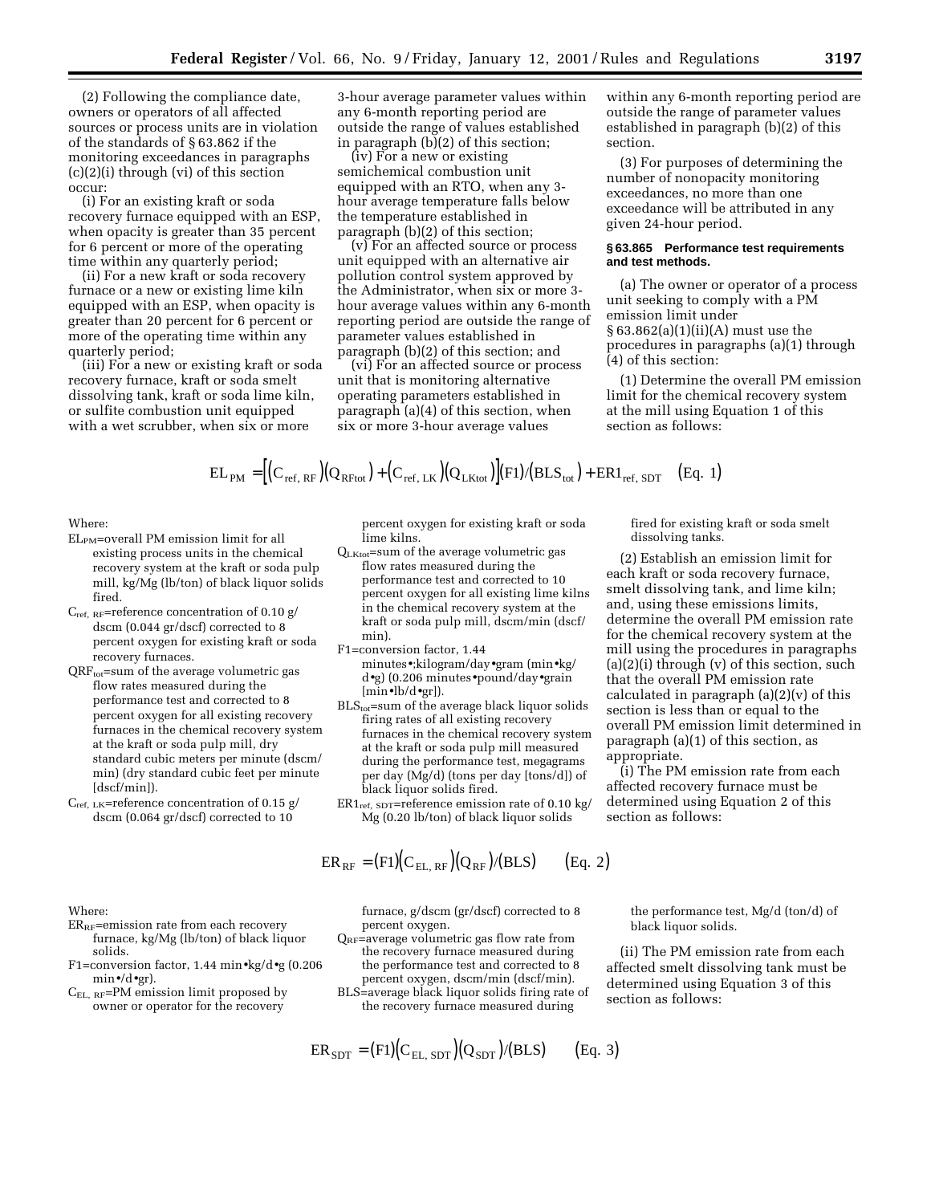(2) Following the compliance date, owners or operators of all affected sources or process units are in violation of the standards of § 63.862 if the monitoring exceedances in paragraphs (c)(2)(i) through (vi) of this section occur:

(i) For an existing kraft or soda recovery furnace equipped with an ESP, when opacity is greater than 35 percent for 6 percent or more of the operating time within any quarterly period;

(ii) For a new kraft or soda recovery furnace or a new or existing lime kiln equipped with an ESP, when opacity is greater than 20 percent for 6 percent or more of the operating time within any quarterly period;

(iii) For a new or existing kraft or soda recovery furnace, kraft or soda smelt dissolving tank, kraft or soda lime kiln, or sulfite combustion unit equipped with a wet scrubber, when six or more 3-hour average parameter values within any 6-month reporting period are outside the range of values established in paragraph (b)(2) of this section;

(iv) For a new or existing semichemical combustion unit equipped with an RTO, when any 3-hour average temperature falls below the temperature established in paragraph (b)(2) of this section;

(v) For an affected source or process unit equipped with an alternative air pollution control system approved by the Administrator, when six or more 3-hour average values within any 6-month reporting period are outside the range of parameter values established in paragraph (b)(2) of this section; and

(vi) For an affected source or process unit that is monitoring alternative operating parameters established in paragraph (a)(4) of this section, when six or more 3-hour average values within any 6-month reporting period are outside the range of parameter values established in paragraph (b)(2) of this section.

(3) For purposes of determining the number of nonopacity monitoring exceedances, no more than one exceedance will be attributed in any given 24-hour period.

**§ 63.865 Performance test requirements and test methods.**

(a) The owner or operator of a process unit seeking to comply with a PM emission limit under § 63.862(a)(1)(ii)(A) must use the procedures in paragraphs (a)(1) through (4) of this section:

(1) Determine the overall PM emission limit for the chemical recovery system at the mill using Equation 1 of this section as follows:

$$EL_{PM} = \left[\left(C_{ref,\,RF}\right)\left(Q_{RFtot}\right) + \left(C_{ref,\,LK}\right)\left(Q_{LKtot}\right)\right](F1)/\left(BLS_{tot}\right) + ER1_{ref,\,SDT} \quad \text{(Eq. 1)}$$

Where:

$EL_{PM}$=overall PM emission limit for all existing process units in the chemical recovery system at the kraft or soda pulp mill, kg/Mg (lb/ton) of black liquor solids fired.

$C_{ref,\,RF}$=reference concentration of 0.10 g/dscm (0.044 gr/dscf) corrected to 8 percent oxygen for existing kraft or soda recovery furnaces.

$QRF_{tot}$=sum of the average volumetric gas flow rates measured during the performance test and corrected to 8 percent oxygen for all existing recovery furnaces in the chemical recovery system at the kraft or soda pulp mill, dry standard cubic meters per minute (dscm/min) (dry standard cubic feet per minute [dscf/min]).

$C_{ref,\,LK}$=reference concentration of 0.15 g/dscm (0.064 gr/dscf) corrected to 10 percent oxygen for existing kraft or soda lime kilns.

$Q_{LKtot}$=sum of the average volumetric gas flow rates measured during the performance test and corrected to 10 percent oxygen for all existing lime kilns in the chemical recovery system at the kraft or soda pulp mill, dscm/min (dscf/min).

F1=conversion factor, 1.44 minutes•;kilogram/day•gram (min•kg/d•g) (0.206 minutes•pound/day•grain [min•lb/d•gr]).

$BLS_{tot}$=sum of the average black liquor solids firing rates of all existing recovery furnaces in the chemical recovery system at the kraft or soda pulp mill measured during the performance test, megagrams per day (Mg/d) (tons per day [tons/d]) of black liquor solids fired.

$ER1_{ref,\,SDT}$=reference emission rate of 0.10 kg/Mg (0.20 lb/ton) of black liquor solids fired for existing kraft or soda smelt dissolving tanks.

(2) Establish an emission limit for each kraft or soda recovery furnace, smelt dissolving tank, and lime kiln; and, using these emissions limits, determine the overall PM emission rate for the chemical recovery system at the mill using the procedures in paragraphs (a)(2)(i) through (v) of this section, such that the overall PM emission rate calculated in paragraph (a)(2)(v) of this section is less than or equal to the overall PM emission limit determined in paragraph (a)(1) of this section, as appropriate.

(i) The PM emission rate from each affected recovery furnace must be determined using Equation 2 of this section as follows:

$$ER_{RF} = (F1)\left(C_{EL,\,RF}\right)\left(Q_{RF}\right)/(BLS) \quad \text{(Eq. 2)}$$

Where:

$ER_{RF}$=emission rate from each recovery furnace, kg/Mg (lb/ton) of black liquor solids.

F1=conversion factor, 1.44 min•kg/d•g (0.206 min•/d•gr).

$C_{EL,\,RF}$=PM emission limit proposed by owner or operator for the recovery furnace, g/dscm (gr/dscf) corrected to 8 percent oxygen.

$Q_{RF}$=average volumetric gas flow rate from the recovery furnace measured during the performance test and corrected to 8 percent oxygen, dscm/min (dscf/min).

BLS=average black liquor solids firing rate of the recovery furnace measured during the performance test, Mg/d (ton/d) of black liquor solids.

(ii) The PM emission rate from each affected smelt dissolving tank must be determined using Equation 3 of this section as follows:

$$ER_{SDT} = (F1)\left(C_{EL,\,SDT}\right)\left(Q_{SDT}\right)/(BLS) \quad \text{(Eq. 3)}$$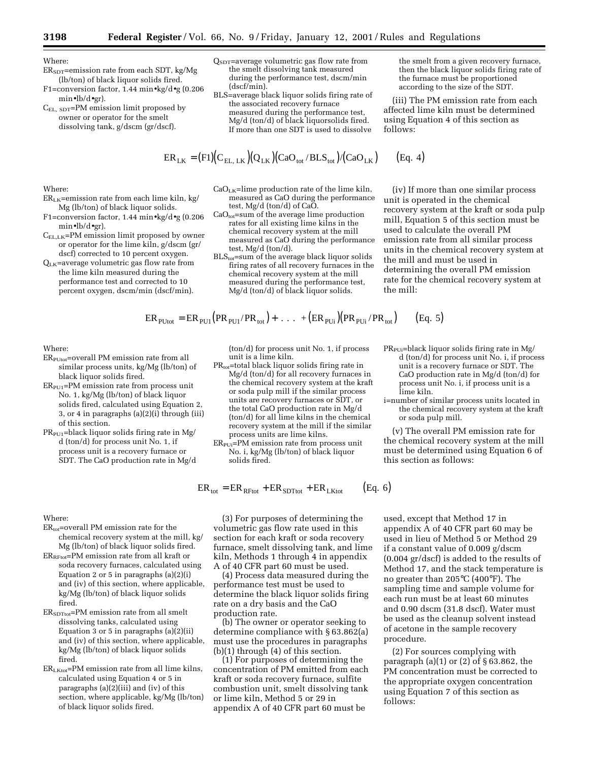Where:

$ER_{SDT}$=emission rate from each SDT, kg/Mg (lb/ton) of black liquor solids fired.

F1=conversion factor, 1.44 min•kg/d•g (0.206 min•lb/d•gr).

$C_{EL,\ SDT}$=PM emission limit proposed by owner or operator for the smelt dissolving tank, g/dscm (gr/dscf).

$Q_{SDT}$=average volumetric gas flow rate from the smelt dissolving tank measured during the performance test, dscm/min (dscf/min).

BLS=average black liquor solids firing rate of the associated recovery furnace measured during the performance test, Mg/d (ton/d) of black liquorsolids fired. If more than one SDT is used to dissolve the smelt from a given recovery furnace, then the black liquor solids firing rate of the furnace must be proportioned according to the size of the SDT.

(iii) The PM emission rate from each affected lime kiln must be determined using Equation 4 of this section as follows:

$$ER_{LK} = (F1)(C_{EL,\ LK})(Q_{LK})(CaO_{tot}/BLS_{tot})/(CaO_{LK}) \qquad \text{(Eq. 4)}$$

Where:

$ER_{LK}$=emission rate from each lime kiln, kg/Mg (lb/ton) of black liquor solids.

F1=conversion factor, 1.44 min•kg/d•g (0.206 min•lb/d•gr).

$C_{EL,LK}$=PM emission limit proposed by owner or operator for the lime kiln, g/dscm (gr/dscf) corrected to 10 percent oxygen.

$Q_{LK}$=average volumetric gas flow rate from the lime kiln measured during the performance test and corrected to 10 percent oxygen, dscm/min (dscf/min).

$CaO_{LK}$=lime production rate of the lime kiln, measured as CaO during the performance test, Mg/d (ton/d) of CaO.

$CaO_{tot}$=sum of the average lime production rates for all existing lime kilns in the chemical recovery system at the mill measured as CaO during the performance test, Mg/d (ton/d).

$BLS_{tot}$=sum of the average black liquor solids firing rates of all recovery furnaces in the chemical recovery system at the mill measured during the performance test, Mg/d (ton/d) of black liquor solids.

(iv) If more than one similar process unit is operated in the chemical recovery system at the kraft or soda pulp mill, Equation 5 of this section must be used to calculate the overall PM emission rate from all similar process units in the chemical recovery system at the mill and must be used in determining the overall PM emission rate for the chemical recovery system at the mill:

$$ER_{PUtot} = ER_{PU1}(PR_{PU1}/PR_{tot}) + \ldots + (ER_{PUi})(PR_{PUi}/PR_{tot}) \qquad \text{(Eq. 5)}$$

Where:

$ER_{PUtot}$=overall PM emission rate from all similar process units, kg/Mg (lb/ton) of black liquor solids fired.

$ER_{PU1}$=PM emission rate from process unit No. 1, kg/Mg (lb/ton) of black liquor solids fired, calculated using Equation 2, 3, or 4 in paragraphs (a)(2)(i) through (iii) of this section.

$PR_{PU1}$=black liquor solids firing rate in Mg/d (ton/d) for process unit No. 1, if process unit is a recovery furnace or SDT. The CaO production rate in Mg/d (ton/d) for process unit No. 1, if process unit is a lime kiln.

$PR_{tot}$=total black liquor solids firing rate in Mg/d (ton/d) for all recovery furnaces in the chemical recovery system at the kraft or soda pulp mill if the similar process units are recovery furnaces or SDT, or the total CaO production rate in Mg/d (ton/d) for all lime kilns in the chemical recovery system at the mill if the similar process units are lime kilns.

$ER_{PUi}$=PM emission rate from process unit No. i, kg/Mg (lb/ton) of black liquor solids fired.

$PR_{PUi}$=black liquor solids firing rate in Mg/d (ton/d) for process unit No. i, if process unit is a recovery furnace or SDT. The CaO production rate in Mg/d (ton/d) for process unit No. i, if process unit is a lime kiln.

i=number of similar process units located in the chemical recovery system at the kraft or soda pulp mill.

(v) The overall PM emission rate for the chemical recovery system at the mill must be determined using Equation 6 of this section as follows:

$$ER_{tot} = ER_{RFtot} + ER_{SDTtot} + ER_{LKtot} \qquad \text{(Eq. 6)}$$

Where:

$ER_{tot}$=overall PM emission rate for the chemical recovery system at the mill, kg/Mg (lb/ton) of black liquor solids fired.

$ER_{RFtot}$=PM emission rate from all kraft or soda recovery furnaces, calculated using Equation 2 or 5 in paragraphs (a)(2)(i) and (iv) of this section, where applicable, kg/Mg (lb/ton) of black liquor solids fired.

$ER_{SDTtot}$=PM emission rate from all smelt dissolving tanks, calculated using Equation 3 or 5 in paragraphs (a)(2)(ii) and (iv) of this section, where applicable, kg/Mg (lb/ton) of black liquor solids fired.

$ER_{LKtot}$=PM emission rate from all lime kilns, calculated using Equation 4 or 5 in paragraphs (a)(2)(iii) and (iv) of this section, where applicable, kg/Mg (lb/ton) of black liquor solids fired.

(3) For purposes of determining the volumetric gas flow rate used in this section for each kraft or soda recovery furnace, smelt dissolving tank, and lime kiln, Methods 1 through 4 in appendix A of 40 CFR part 60 must be used.

(4) Process data measured during the performance test must be used to determine the black liquor solids firing rate on a dry basis and the CaO production rate.

(b) The owner or operator seeking to determine compliance with § 63.862(a) must use the procedures in paragraphs (b)(1) through (4) of this section.

(1) For purposes of determining the concentration of PM emitted from each kraft or soda recovery furnace, sulfite combustion unit, smelt dissolving tank or lime kiln, Method 5 or 29 in appendix A of 40 CFR part 60 must be used, except that Method 17 in appendix A of 40 CFR part 60 may be used in lieu of Method 5 or Method 29 if a constant value of 0.009 g/dscm (0.004 gr/dscf) is added to the results of Method 17, and the stack temperature is no greater than 205°C (400°F). The sampling time and sample volume for each run must be at least 60 minutes and 0.90 dscm (31.8 dscf). Water must be used as the cleanup solvent instead of acetone in the sample recovery procedure.

(2) For sources complying with paragraph (a)(1) or (2) of § 63.862, the PM concentration must be corrected to the appropriate oxygen concentration using Equation 7 of this section as follows: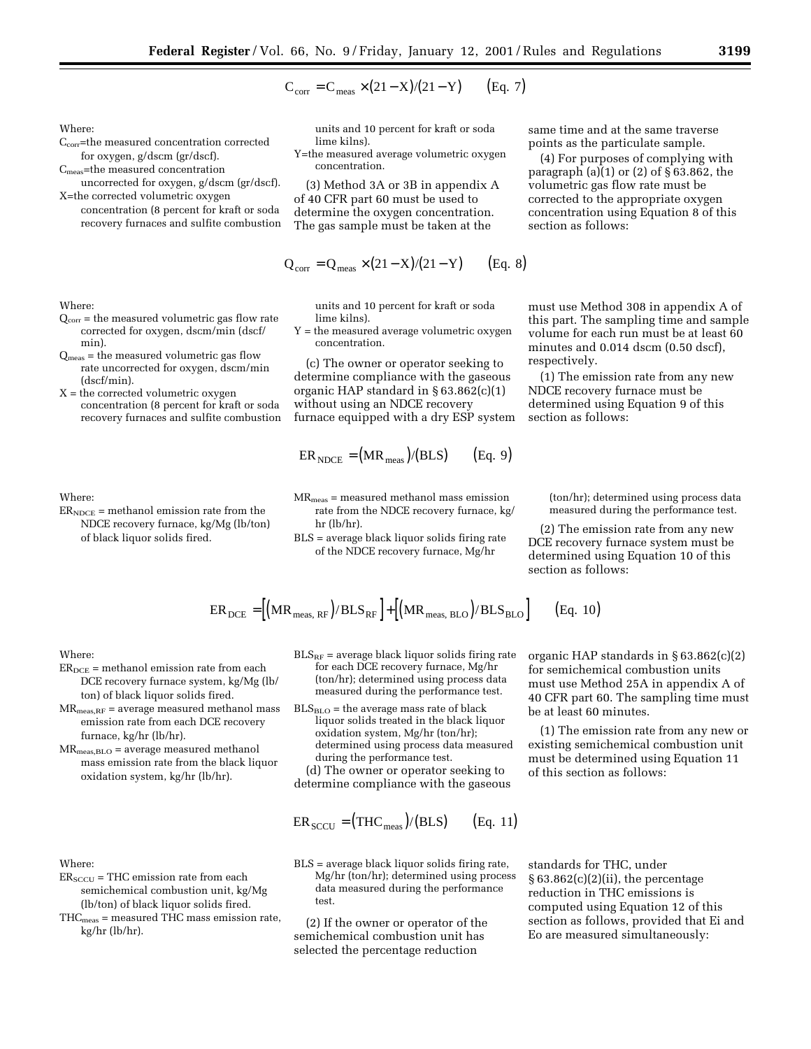$$C_{corr} = C_{meas} \times (21 - X)/(21 - Y) \qquad \text{(Eq. 7)}$$

Where:

$C_{corr}$=the measured concentration corrected for oxygen, g/dscm (gr/dscf).

$C_{meas}$=the measured concentration uncorrected for oxygen, g/dscm (gr/dscf).

X=the corrected volumetric oxygen concentration (8 percent for kraft or soda recovery furnaces and sulfite combustion units and 10 percent for kraft or soda lime kilns).

Y=the measured average volumetric oxygen concentration.

(3) Method 3A or 3B in appendix A of 40 CFR part 60 must be used to determine the oxygen concentration. The gas sample must be taken at the same time and at the same traverse points as the particulate sample.

(4) For purposes of complying with paragraph (a)(1) or (2) of § 63.862, the volumetric gas flow rate must be corrected to the appropriate oxygen concentration using Equation 8 of this section as follows:

$$Q_{corr} = Q_{meas} \times (21 - X)/(21 - Y) \qquad \text{(Eq. 8)}$$

Where:

$Q_{corr}$ = the measured volumetric gas flow rate corrected for oxygen, dscm/min (dscf/min).

$Q_{meas}$ = the measured volumetric gas flow rate uncorrected for oxygen, dscm/min (dscf/min).

X = the corrected volumetric oxygen concentration (8 percent for kraft or soda recovery furnaces and sulfite combustion units and 10 percent for kraft or soda lime kilns).

Y = the measured average volumetric oxygen concentration.

(c) The owner or operator seeking to determine compliance with the gaseous organic HAP standard in § 63.862(c)(1) without using an NDCE recovery furnace equipped with a dry ESP system must use Method 308 in appendix A of this part. The sampling time and sample volume for each run must be at least 60 minutes and 0.014 dscm (0.50 dscf), respectively.

(1) The emission rate from any new NDCE recovery furnace must be determined using Equation 9 of this section as follows:

$$ER_{NDCE} = (MR_{meas})/(BLS) \qquad \text{(Eq. 9)}$$

Where:

$ER_{NDCE}$ = methanol emission rate from the NDCE recovery furnace, kg/Mg (lb/ton) of black liquor solids fired.

$MR_{meas}$ = measured methanol mass emission rate from the NDCE recovery furnace, kg/hr (lb/hr).

BLS = average black liquor solids firing rate of the NDCE recovery furnace, Mg/hr (ton/hr); determined using process data measured during the performance test.

(2) The emission rate from any new DCE recovery furnace system must be determined using Equation 10 of this section as follows:

$$ER_{DCE} = \left[(MR_{meas,\,RF})/BLS_{RF}\right] + \left[(MR_{meas,\,BLO})/BLS_{BLO}\right] \qquad \text{(Eq. 10)}$$

Where:

$ER_{DCE}$ = methanol emission rate from each DCE recovery furnace system, kg/Mg (lb/ton) of black liquor solids fired.

$MR_{meas,RF}$ = average measured methanol mass emission rate from each DCE recovery furnace, kg/hr (lb/hr).

$MR_{meas,BLO}$ = average measured methanol mass emission rate from the black liquor oxidation system, kg/hr (lb/hr).

$BLS_{RF}$ = average black liquor solids firing rate for each DCE recovery furnace, Mg/hr (ton/hr); determined using process data measured during the performance test.

$BLS_{BLO}$ = the average mass rate of black liquor solids treated in the black liquor oxidation system, Mg/hr (ton/hr); determined using process data measured during the performance test.

(d) The owner or operator seeking to determine compliance with the gaseous organic HAP standards in § 63.862(c)(2) for semichemical combustion units must use Method 25A in appendix A of 40 CFR part 60. The sampling time must be at least 60 minutes.

(1) The emission rate from any new or existing semichemical combustion unit must be determined using Equation 11 of this section as follows:

$$ER_{SCCU} = (THC_{meas})/(BLS) \qquad \text{(Eq. 11)}$$

Where:

$ER_{SCCU}$ = THC emission rate from each semichemical combustion unit, kg/Mg (lb/ton) of black liquor solids fired.

$THC_{meas}$ = measured THC mass emission rate, kg/hr (lb/hr).

BLS = average black liquor solids firing rate, Mg/hr (ton/hr); determined using process data measured during the performance test.

(2) If the owner or operator of the semichemical combustion unit has selected the percentage reduction standards for THC, under § 63.862(c)(2)(ii), the percentage reduction in THC emissions is computed using Equation 12 of this section as follows, provided that Ei and Eo are measured simultaneously: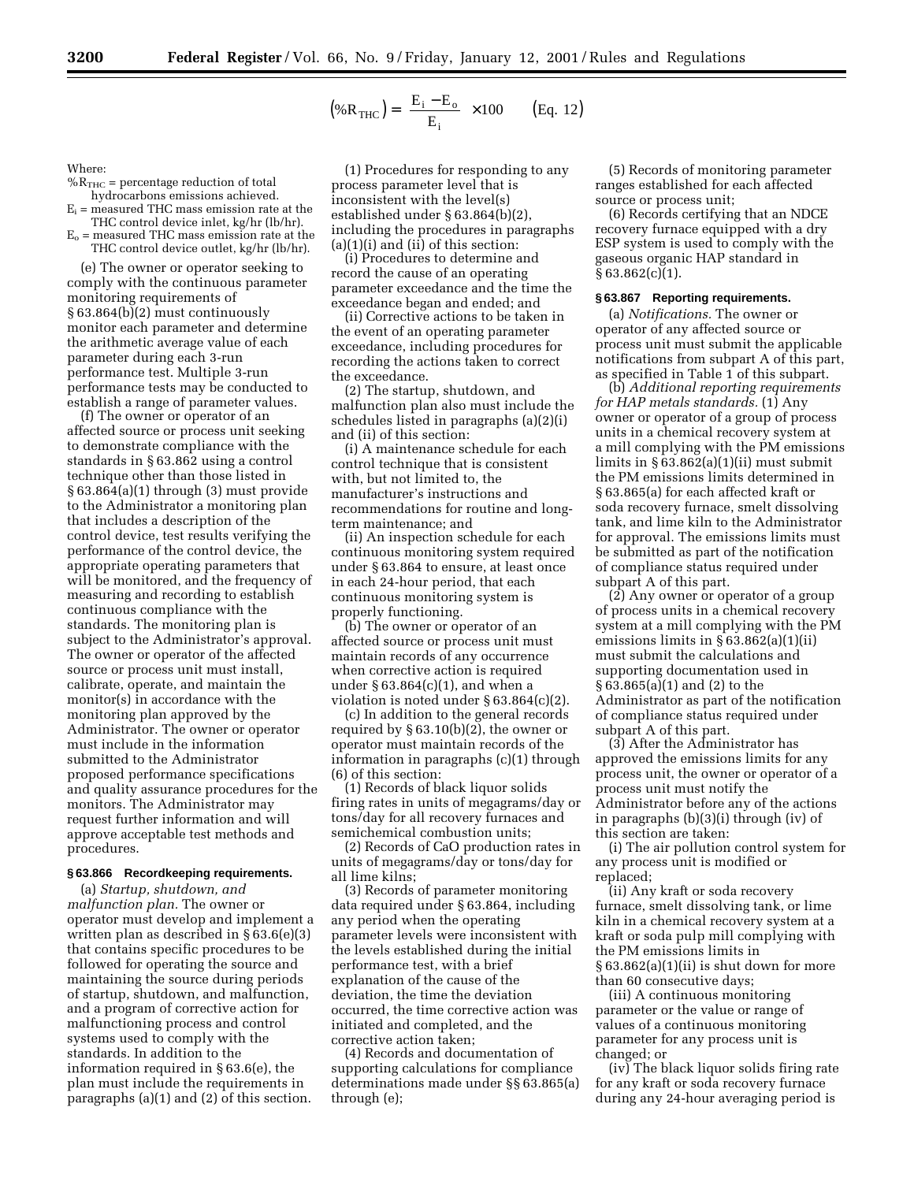$$(\%R_{THC}) = \frac{E_i - E_o}{E_i} \times 100 \qquad \text{(Eq. 12)}$$

Where:

$\%R_{THC}$ = percentage reduction of total hydrocarbons emissions achieved.

$E_i$ = measured THC mass emission rate at the THC control device inlet, kg/hr (lb/hr).

$E_o$ = measured THC mass emission rate at the THC control device outlet, kg/hr (lb/hr).

(e) The owner or operator seeking to comply with the continuous parameter monitoring requirements of § 63.864(b)(2) must continuously monitor each parameter and determine the arithmetic average value of each parameter during each 3-run performance test. Multiple 3-run performance tests may be conducted to establish a range of parameter values.

(f) The owner or operator of an affected source or process unit seeking to demonstrate compliance with the standards in § 63.862 using a control technique other than those listed in § 63.864(a)(1) through (3) must provide to the Administrator a monitoring plan that includes a description of the control device, test results verifying the performance of the control device, the appropriate operating parameters that will be monitored, and the frequency of measuring and recording to establish continuous compliance with the standards. The monitoring plan is subject to the Administrator's approval. The owner or operator of the affected source or process unit must install, calibrate, operate, and maintain the monitor(s) in accordance with the monitoring plan approved by the Administrator. The owner or operator must include in the information submitted to the Administrator proposed performance specifications and quality assurance procedures for the monitors. The Administrator may request further information and will approve acceptable test methods and procedures.

### § 63.866 Recordkeeping requirements.

(a) *Startup, shutdown, and malfunction plan.* The owner or operator must develop and implement a written plan as described in § 63.6(e)(3) that contains specific procedures to be followed for operating the source and maintaining the source during periods of startup, shutdown, and malfunction, and a program of corrective action for malfunctioning process and control systems used to comply with the standards. In addition to the information required in § 63.6(e), the plan must include the requirements in paragraphs (a)(1) and (2) of this section.

(1) Procedures for responding to any process parameter level that is inconsistent with the level(s) established under § 63.864(b)(2), including the procedures in paragraphs (a)(1)(i) and (ii) of this section:

(i) Procedures to determine and record the cause of an operating parameter exceedance and the time the exceedance began and ended; and

(ii) Corrective actions to be taken in the event of an operating parameter exceedance, including procedures for recording the actions taken to correct the exceedance.

(2) The startup, shutdown, and malfunction plan also must include the schedules listed in paragraphs (a)(2)(i) and (ii) of this section:

(i) A maintenance schedule for each control technique that is consistent with, but not limited to, the manufacturer's instructions and recommendations for routine and long-term maintenance; and

(ii) An inspection schedule for each continuous monitoring system required under § 63.864 to ensure, at least once in each 24-hour period, that each continuous monitoring system is properly functioning.

(b) The owner or operator of an affected source or process unit must maintain records of any occurrence when corrective action is required under § 63.864(c)(1), and when a violation is noted under § 63.864(c)(2).

(c) In addition to the general records required by § 63.10(b)(2), the owner or operator must maintain records of the information in paragraphs (c)(1) through (6) of this section:

(1) Records of black liquor solids firing rates in units of megagrams/day or tons/day for all recovery furnaces and semichemical combustion units;

(2) Records of CaO production rates in units of megagrams/day or tons/day for all lime kilns;

(3) Records of parameter monitoring data required under § 63.864, including any period when the operating parameter levels were inconsistent with the levels established during the initial performance test, with a brief explanation of the cause of the deviation, the time the deviation occurred, the time corrective action was initiated and completed, and the corrective action taken;

(4) Records and documentation of supporting calculations for compliance determinations made under §§ 63.865(a) through (e);

(5) Records of monitoring parameter ranges established for each affected source or process unit;

(6) Records certifying that an NDCE recovery furnace equipped with a dry ESP system is used to comply with the gaseous organic HAP standard in § 63.862(c)(1).

### § 63.867 Reporting requirements.

(a) *Notifications.* The owner or operator of any affected source or process unit must submit the applicable notifications from subpart A of this part, as specified in Table 1 of this subpart.

(b) *Additional reporting requirements for HAP metals standards.* (1) Any owner or operator of a group of process units in a chemical recovery system at a mill complying with the PM emissions limits in § 63.862(a)(1)(ii) must submit the PM emissions limits determined in § 63.865(a) for each affected kraft or soda recovery furnace, smelt dissolving tank, and lime kiln to the Administrator for approval. The emissions limits must be submitted as part of the notification of compliance status required under subpart A of this part.

(2) Any owner or operator of a group of process units in a chemical recovery system at a mill complying with the PM emissions limits in § 63.862(a)(1)(ii) must submit the calculations and supporting documentation used in § 63.865(a)(1) and (2) to the Administrator as part of the notification of compliance status required under subpart A of this part.

(3) After the Administrator has approved the emissions limits for any process unit, the owner or operator of a process unit must notify the Administrator before any of the actions in paragraphs (b)(3)(i) through (iv) of this section are taken:

(i) The air pollution control system for any process unit is modified or replaced;

(ii) Any kraft or soda recovery furnace, smelt dissolving tank, or lime kiln in a chemical recovery system at a kraft or soda pulp mill complying with the PM emissions limits in § 63.862(a)(1)(ii) is shut down for more than 60 consecutive days;

(iii) A continuous monitoring parameter or the value or range of values of a continuous monitoring parameter for any process unit is changed; or

(iv) The black liquor solids firing rate for any kraft or soda recovery furnace during any 24-hour averaging period is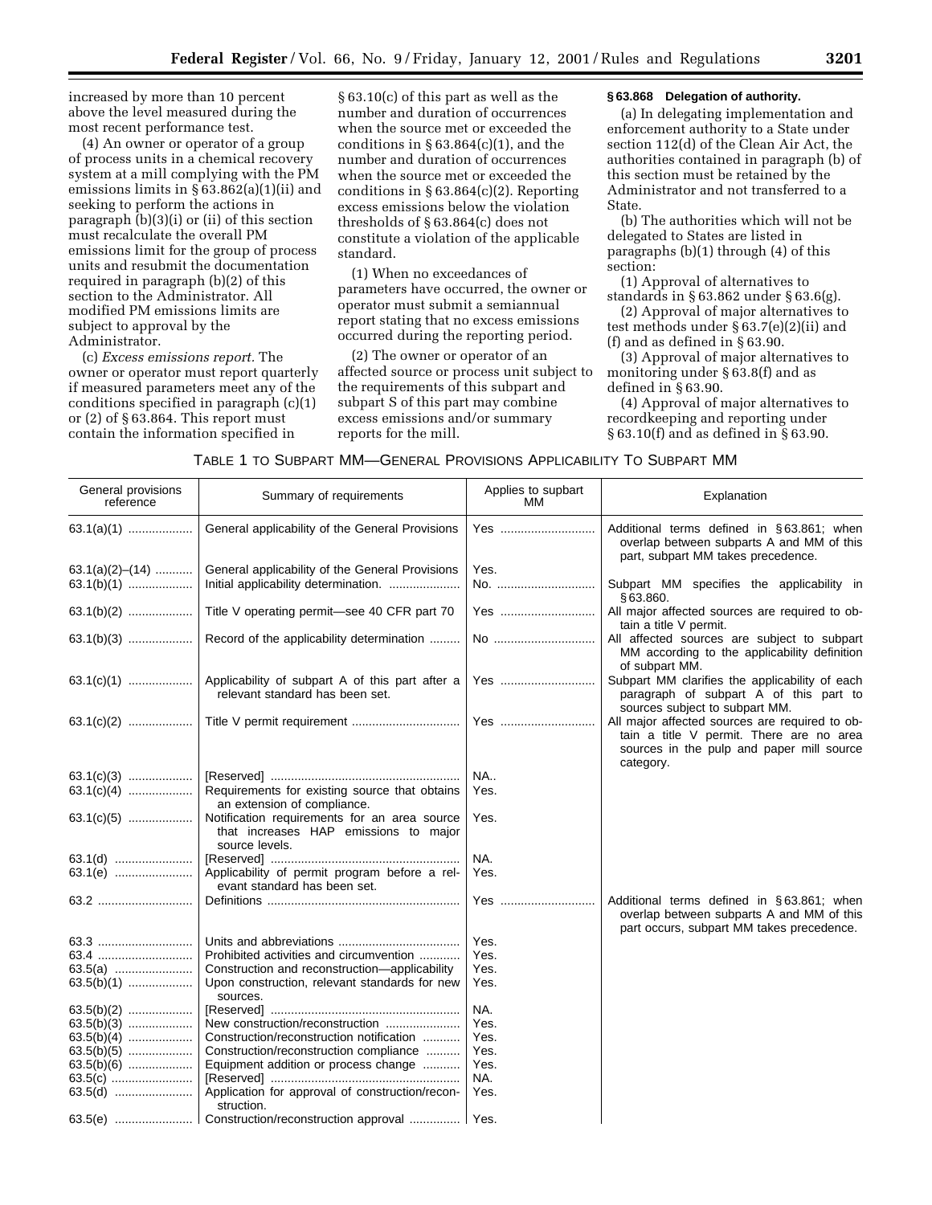increased by more than 10 percent above the level measured during the most recent performance test.

(4) An owner or operator of a group of process units in a chemical recovery system at a mill complying with the PM emissions limits in § 63.862(a)(1)(ii) and seeking to perform the actions in paragraph (b)(3)(i) or (ii) of this section must recalculate the overall PM emissions limit for the group of process units and resubmit the documentation required in paragraph (b)(2) of this section to the Administrator. All modified PM emissions limits are subject to approval by the Administrator.

(c) *Excess emissions report.* The owner or operator must report quarterly if measured parameters meet any of the conditions specified in paragraph (c)(1) or (2) of § 63.864. This report must contain the information specified in § 63.10(c) of this part as well as the number and duration of occurrences when the source met or exceeded the conditions in § 63.864(c)(1), and the number and duration of occurrences when the source met or exceeded the conditions in § 63.864(c)(2). Reporting excess emissions below the violation thresholds of § 63.864(c) does not constitute a violation of the applicable standard.

(1) When no exceedances of parameters have occurred, the owner or operator must submit a semiannual report stating that no excess emissions occurred during the reporting period.

(2) The owner or operator of an affected source or process unit subject to the requirements of this subpart and subpart S of this part may combine excess emissions and/or summary reports for the mill.

**§ 63.868 Delegation of authority.**

(a) In delegating implementation and enforcement authority to a State under section 112(d) of the Clean Air Act, the authorities contained in paragraph (b) of this section must be retained by the Administrator and not transferred to a State.

(b) The authorities which will not be delegated to States are listed in paragraphs (b)(1) through (4) of this section:

(1) Approval of alternatives to standards in § 63.862 under § 63.6(g).

(2) Approval of major alternatives to test methods under § 63.7(e)(2)(ii) and (f) and as defined in § 63.90.

(3) Approval of major alternatives to monitoring under § 63.8(f) and as defined in § 63.90.

(4) Approval of major alternatives to recordkeeping and reporting under § 63.10(f) and as defined in § 63.90.

TABLE 1 TO SUBPART MM—GENERAL PROVISIONS APPLICABILITY TO SUBPART MM

| General provisions reference | Summary of requirements | Applies to subpart MM | Explanation |
|---|---|---|---|
| 63.1(a)(1) | General applicability of the General Provisions | Yes | Additional terms defined in § 63.861; when overlap between subparts A and MM of this part, subpart MM takes precedence. |
| 63.1(a)(2)–(14) | General applicability of the General Provisions | Yes. | |
| 63.1(b)(1) | Initial applicability determination. | No. | Subpart MM specifies the applicability in § 63.860. |
| 63.1(b)(2) | Title V operating permit—see 40 CFR part 70 | Yes | All major affected sources are required to obtain a title V permit. |
| 63.1(b)(3) | Record of the applicability determination | No | All affected sources are subject to subpart MM according to the applicability definition of subpart MM. |
| 63.1(c)(1) | Applicability of subpart A of this part after a relevant standard has been set. | Yes | Subpart MM clarifies the applicability of each paragraph of subpart A of this part to sources subject to subpart MM. |
| 63.1(c)(2) | Title V permit requirement | Yes | All major affected sources are required to obtain a title V permit. There are no area sources in the pulp and paper mill source category. |
| 63.1(c)(3) | [Reserved] | NA.. | |
| 63.1(c)(4) | Requirements for existing source that obtains an extension of compliance. | Yes. | |
| 63.1(c)(5) | Notification requirements for an area source that increases HAP emissions to major source levels. | Yes. | |
| 63.1(d) | [Reserved] | NA. | |
| 63.1(e) | Applicability of permit program before a relevant standard has been set. | Yes. | |
| 63.2 | Definitions | Yes | Additional terms defined in § 63.861; when overlap between subparts A and MM of this part occurs, subpart MM takes precedence. |
| 63.3 | Units and abbreviations | Yes. | |
| 63.4 | Prohibited activities and circumvention | Yes. | |
| 63.5(a) | Construction and reconstruction—applicability | Yes. | |
| 63.5(b)(1) | Upon construction, relevant standards for new sources. | Yes. | |
| 63.5(b)(2) | [Reserved] | NA. | |
| 63.5(b)(3) | New construction/reconstruction | Yes. | |
| 63.5(b)(4) | Construction/reconstruction notification | Yes. | |
| 63.5(b)(5) | Construction/reconstruction compliance | Yes. | |
| 63.5(b)(6) | Equipment addition or process change | Yes. | |
| 63.5(c) | [Reserved] | NA. | |
| 63.5(d) | Application for approval of construction/reconstruction. | Yes. | |
| 63.5(e) | Construction/reconstruction approval | Yes. | |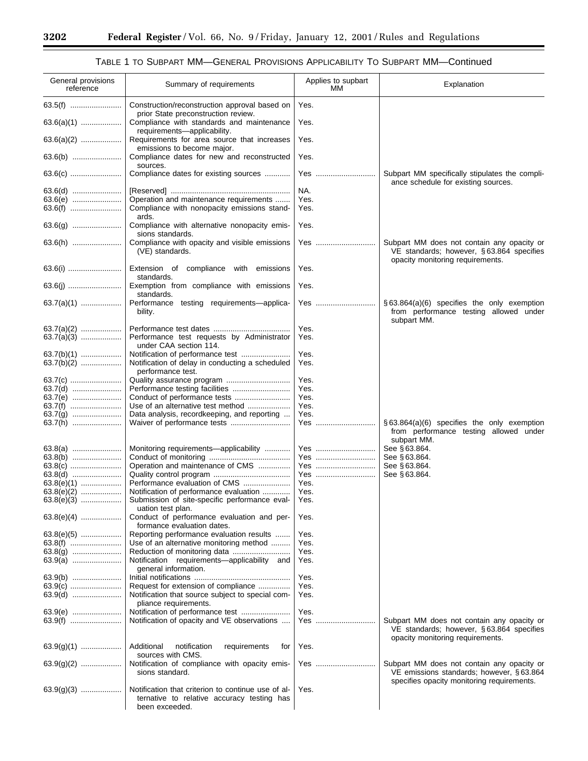### TABLE 1 TO SUBPART MM—GENERAL PROVISIONS APPLICABILITY TO SUBPART MM—Continued

| General provisions reference | Summary of requirements | Applies to subpart MM | Explanation |
|---|---|---|---|
| 63.5(f) | Construction/reconstruction approval based on prior State preconstruction review. | Yes. | |
| 63.6(a)(1) | Compliance with standards and maintenance requirements—applicability. | Yes. | |
| 63.6(a)(2) | Requirements for area source that increases emissions to become major. | Yes. | |
| 63.6(b) | Compliance dates for new and reconstructed sources. | Yes. | |
| 63.6(c) | Compliance dates for existing sources | Yes | Subpart MM specifically stipulates the compliance schedule for existing sources. |
| 63.6(d) | [Reserved] | NA. | |
| 63.6(e) | Operation and maintenance requirements | Yes. | |
| 63.6(f) | Compliance with nonopacity emissions standards. | Yes. | |
| 63.6(g) | Compliance with alternative nonopacity emissions standards. | Yes. | |
| 63.6(h) | Compliance with opacity and visible emissions (VE) standards. | Yes | Subpart MM does not contain any opacity or VE standards; however, §63.864 specifies opacity monitoring requirements. |
| 63.6(i) | Extension of compliance with emissions standards. | Yes. | |
| 63.6(j) | Exemption from compliance with emissions standards. | Yes. | |
| 63.7(a)(1) | Performance testing requirements—applicability. | Yes | §63.864(a)(6) specifies the only exemption from performance testing allowed under subpart MM. |
| 63.7(a)(2) | Performance test dates | Yes. | |
| 63.7(a)(3) | Performance test requests by Administrator under CAA section 114. | Yes. | |
| 63.7(b)(1) | Notification of performance test | Yes. | |
| 63.7(b)(2) | Notification of delay in conducting a scheduled performance test. | Yes. | |
| 63.7(c) | Quality assurance program | Yes. | |
| 63.7(d) | Performance testing facilities | Yes. | |
| 63.7(e) | Conduct of performance tests | Yes. | |
| 63.7(f) | Use of an alternative test method | Yes. | |
| 63.7(g) | Data analysis, recordkeeping, and reporting | Yes. | |
| 63.7(h) | Waiver of performance tests | Yes | §63.864(a)(6) specifies the only exemption from performance testing allowed under subpart MM. |
| 63.8(a) | Monitoring requirements—applicability | Yes | See §63.864. |
| 63.8(b) | Conduct of monitoring | Yes | See §63.864. |
| 63.8(c) | Operation and maintenance of CMS | Yes | See §63.864. |
| 63.8(d) | Quality control program | Yes | See §63.864. |
| 63.8(e)(1) | Performance evaluation of CMS | Yes. | |
| 63.8(e)(2) | Notification of performance evaluation | Yes. | |
| 63.8(e)(3) | Submission of site-specific performance evaluation test plan. | Yes. | |
| 63.8(e)(4) | Conduct of performance evaluation and performance evaluation dates. | Yes. | |
| 63.8(e)(5) | Reporting performance evaluation results | Yes. | |
| 63.8(f) | Use of an alternative monitoring method | Yes. | |
| 63.8(g) | Reduction of monitoring data | Yes. | |
| 63.9(a) | Notification requirements—applicability and general information. | Yes. | |
| 63.9(b) | Initial notifications | Yes. | |
| 63.9(c) | Request for extension of compliance | Yes. | |
| 63.9(d) | Notification that source subject to special compliance requirements. | Yes. | |
| 63.9(e) | Notification of performance test | Yes. | |
| 63.9(f) | Notification of opacity and VE observations | Yes | Subpart MM does not contain any opacity or VE standards; however, §63.864 specifies opacity monitoring requirements. |
| 63.9(g)(1) | Additional notification requirements for sources with CMS. | Yes. | |
| 63.9(g)(2) | Notification of compliance with opacity emissions standard. | Yes | Subpart MM does not contain any opacity or VE emissions standards; however, §63.864 specifies opacity monitoring requirements. |
| 63.9(g)(3) | Notification that criterion to continue use of alternative to relative accuracy testing has been exceeded. | Yes. | |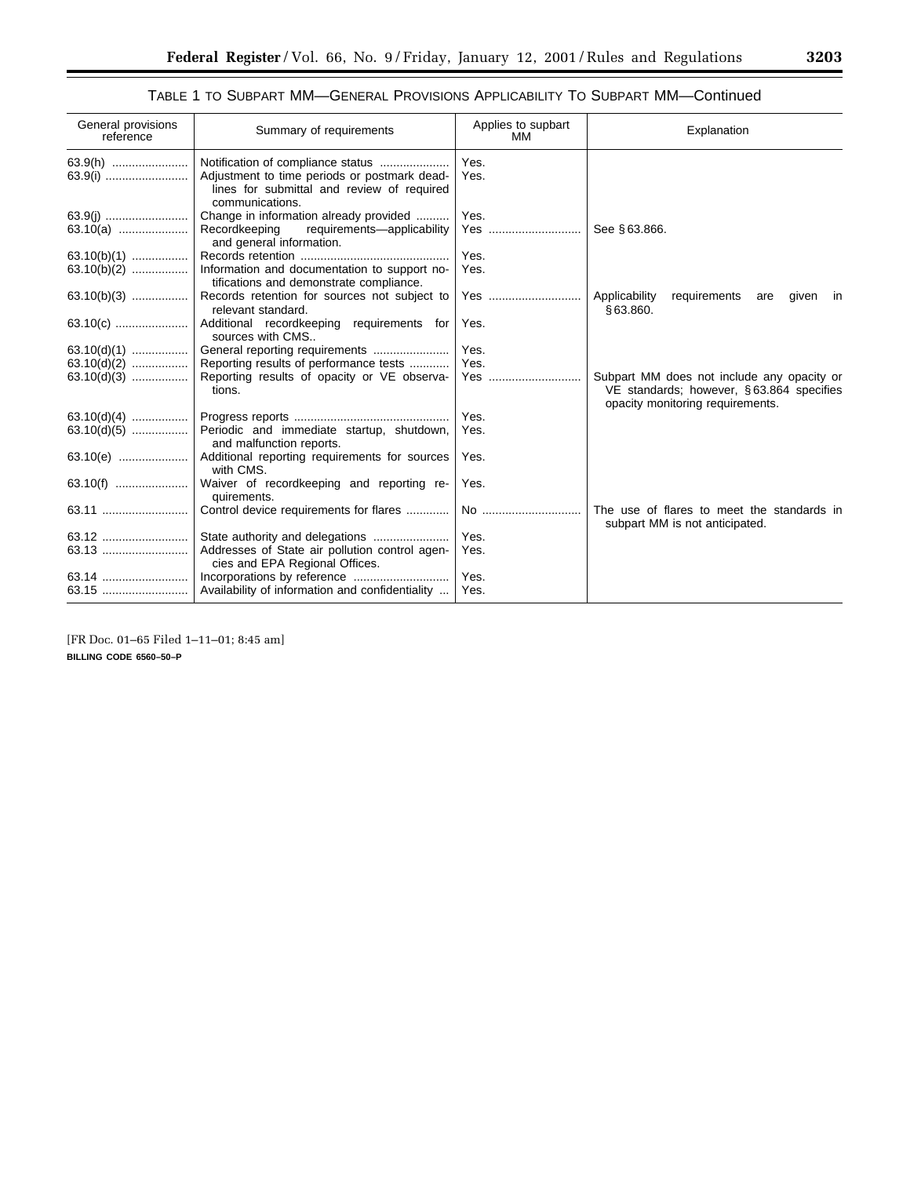TABLE 1 TO SUBPART MM—GENERAL PROVISIONS APPLICABILITY TO SUBPART MM—Continued

| General provisions reference | Summary of requirements | Applies to subpart MM | Explanation |
| --- | --- | --- | --- |
| 63.9(h) | Notification of compliance status | Yes. | |
| 63.9(i) | Adjustment to time periods or postmark deadlines for submittal and review of required communications. | Yes. | |
| 63.9(j) | Change in information already provided | Yes. | |
| 63.10(a) | Recordkeeping requirements—applicability and general information. | Yes | See § 63.866. |
| 63.10(b)(1) | Records retention | Yes. | |
| 63.10(b)(2) | Information and documentation to support notifications and demonstrate compliance. | Yes. | |
| 63.10(b)(3) | Records retention for sources not subject to relevant standard. | Yes | Applicability requirements are given in § 63.860. |
| 63.10(c) | Additional recordkeeping requirements for sources with CMS.. | Yes. | |
| 63.10(d)(1) | General reporting requirements | Yes. | |
| 63.10(d)(2) | Reporting results of performance tests | Yes. | |
| 63.10(d)(3) | Reporting results of opacity or VE observations. | Yes | Subpart MM does not include any opacity or VE standards; however, § 63.864 specifies opacity monitoring requirements. |
| 63.10(d)(4) | Progress reports | Yes. | |
| 63.10(d)(5) | Periodic and immediate startup, shutdown, and malfunction reports. | Yes. | |
| 63.10(e) | Additional reporting requirements for sources with CMS. | Yes. | |
| 63.10(f) | Waiver of recordkeeping and reporting requirements. | Yes. | |
| 63.11 | Control device requirements for flares | No | The use of flares to meet the standards in subpart MM is not anticipated. |
| 63.12 | State authority and delegations | Yes. | |
| 63.13 | Addresses of State air pollution control agencies and EPA Regional Offices. | Yes. | |
| 63.14 | Incorporations by reference | Yes. | |
| 63.15 | Availability of information and confidentiality | Yes. | |

[FR Doc. 01–65 Filed 1–11–01; 8:45 am]

**BILLING CODE 6560–50–P**